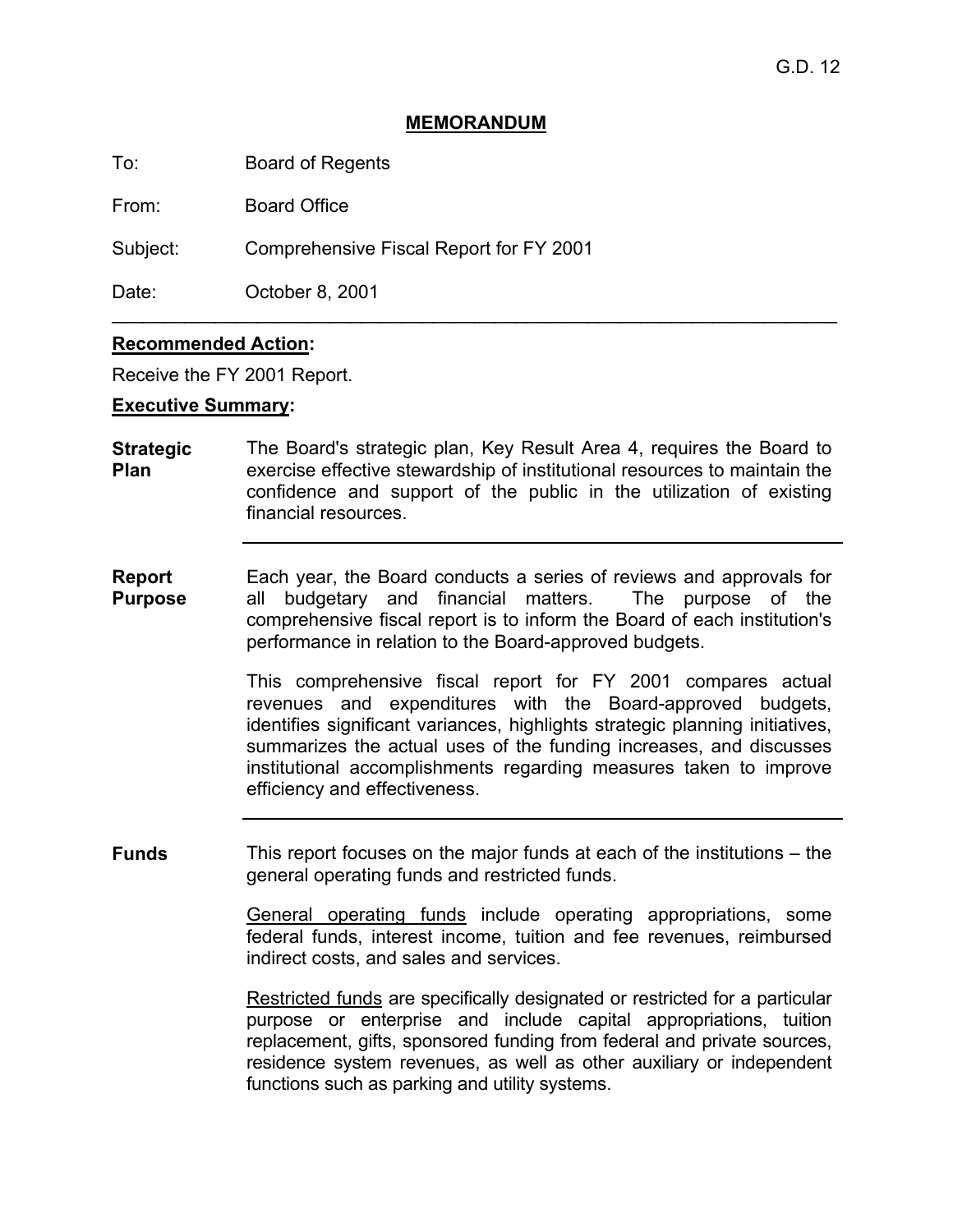G.D. 12

## MEMORANDUM

To: Board of Regents

From: Board Office

Subject: Comprehensive Fiscal Report for FY 2001

Date: October 8, 2001

---

**Recommended Action:**

Receive the FY 2001 Report.

**Executive Summary:**

**Strategic Plan**

The Board's strategic plan, Key Result Area 4, requires the Board to exercise effective stewardship of institutional resources to maintain the confidence and support of the public in the utilization of existing financial resources.

**Report Purpose**

Each year, the Board conducts a series of reviews and approvals for all budgetary and financial matters. The purpose of the comprehensive fiscal report is to inform the Board of each institution's performance in relation to the Board-approved budgets.

This comprehensive fiscal report for FY 2001 compares actual revenues and expenditures with the Board-approved budgets, identifies significant variances, highlights strategic planning initiatives, summarizes the actual uses of the funding increases, and discusses institutional accomplishments regarding measures taken to improve efficiency and effectiveness.

**Funds**

This report focuses on the major funds at each of the institutions – the general operating funds and restricted funds.

General operating funds include operating appropriations, some federal funds, interest income, tuition and fee revenues, reimbursed indirect costs, and sales and services.

Restricted funds are specifically designated or restricted for a particular purpose or enterprise and include capital appropriations, tuition replacement, gifts, sponsored funding from federal and private sources, residence system revenues, as well as other auxiliary or independent functions such as parking and utility systems.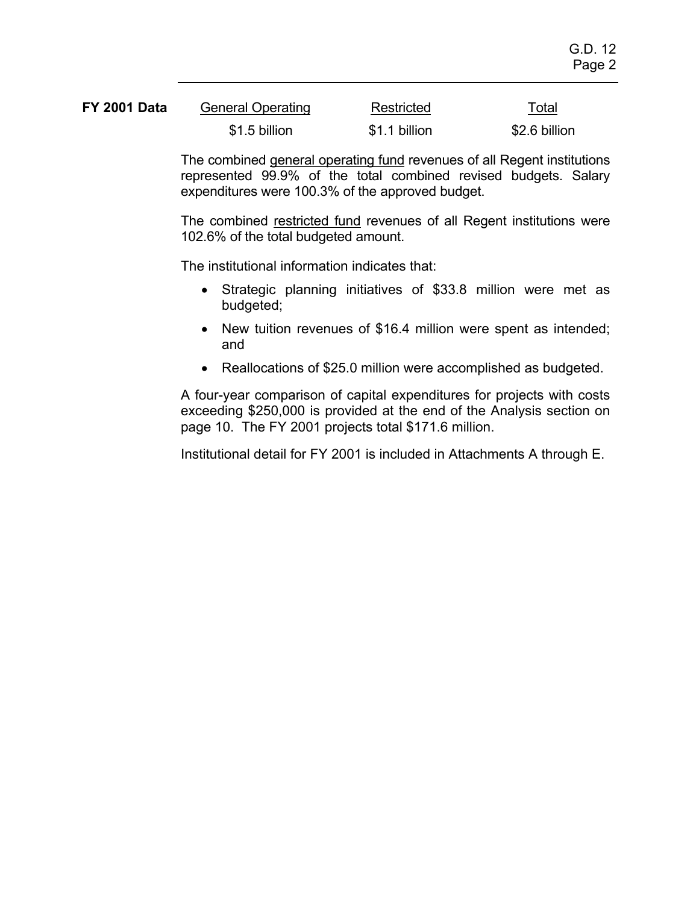| FY 2001 Data | General Operating | Restricted | Total |
| --- | --- | --- | --- |
| | \$1.5 billion | \$1.1 billion | \$2.6 billion |

The combined general operating fund revenues of all Regent institutions represented 99.9% of the total combined revised budgets. Salary expenditures were 100.3% of the approved budget.

The combined restricted fund revenues of all Regent institutions were 102.6% of the total budgeted amount.

The institutional information indicates that:

- Strategic planning initiatives of \$33.8 million were met as budgeted;
- New tuition revenues of \$16.4 million were spent as intended; and
- Reallocations of \$25.0 million were accomplished as budgeted.

A four-year comparison of capital expenditures for projects with costs exceeding \$250,000 is provided at the end of the Analysis section on page 10. The FY 2001 projects total \$171.6 million.

Institutional detail for FY 2001 is included in Attachments A through E.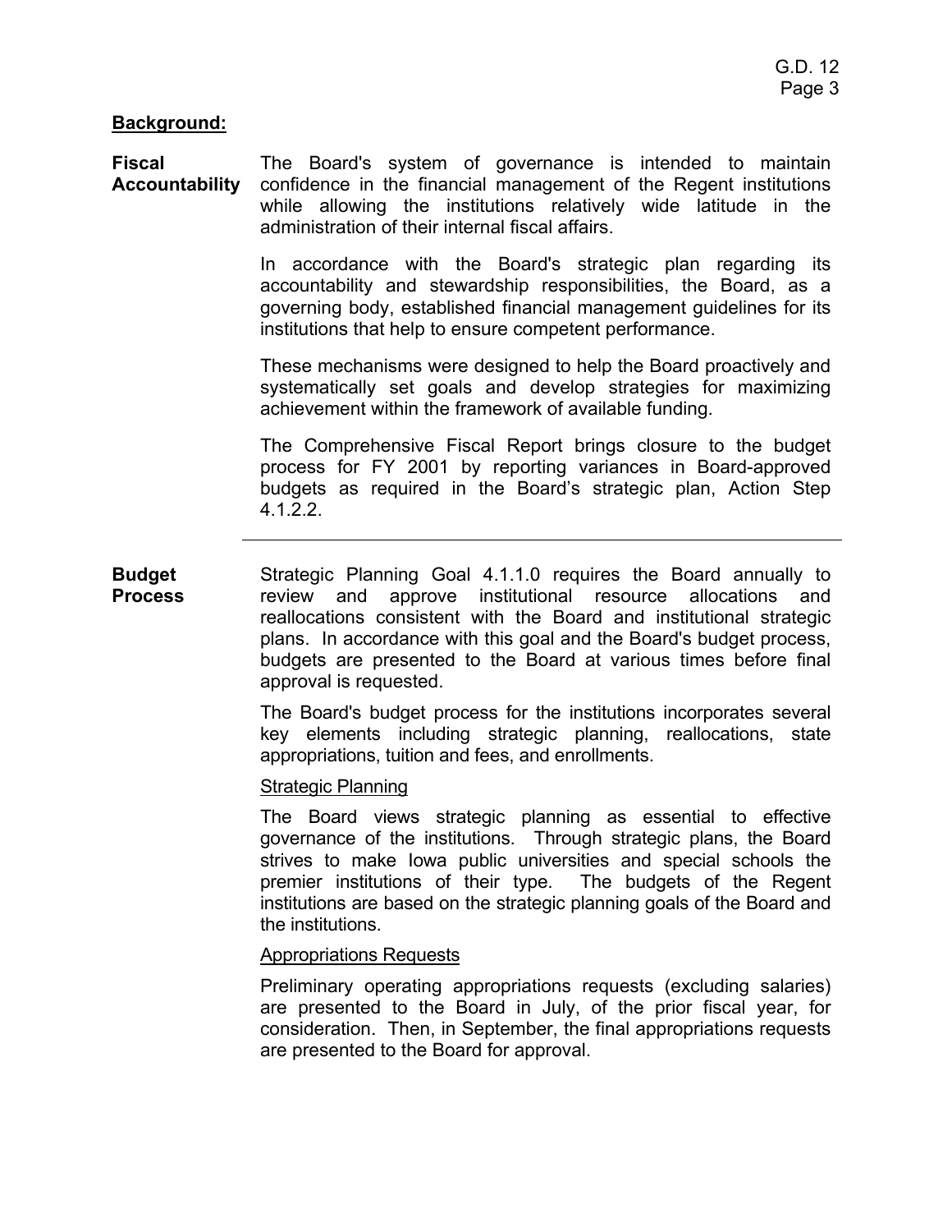**Background:**

**Fiscal Accountability**

The Board's system of governance is intended to maintain confidence in the financial management of the Regent institutions while allowing the institutions relatively wide latitude in the administration of their internal fiscal affairs.

In accordance with the Board's strategic plan regarding its accountability and stewardship responsibilities, the Board, as a governing body, established financial management guidelines for its institutions that help to ensure competent performance.

These mechanisms were designed to help the Board proactively and systematically set goals and develop strategies for maximizing achievement within the framework of available funding.

The Comprehensive Fiscal Report brings closure to the budget process for FY 2001 by reporting variances in Board-approved budgets as required in the Board's strategic plan, Action Step 4.1.2.2.

---

**Budget Process**

Strategic Planning Goal 4.1.1.0 requires the Board annually to review and approve institutional resource allocations and reallocations consistent with the Board and institutional strategic plans. In accordance with this goal and the Board's budget process, budgets are presented to the Board at various times before final approval is requested.

The Board's budget process for the institutions incorporates several key elements including strategic planning, reallocations, state appropriations, tuition and fees, and enrollments.

Strategic Planning

The Board views strategic planning as essential to effective governance of the institutions. Through strategic plans, the Board strives to make Iowa public universities and special schools the premier institutions of their type. The budgets of the Regent institutions are based on the strategic planning goals of the Board and the institutions.

Appropriations Requests

Preliminary operating appropriations requests (excluding salaries) are presented to the Board in July, of the prior fiscal year, for consideration. Then, in September, the final appropriations requests are presented to the Board for approval.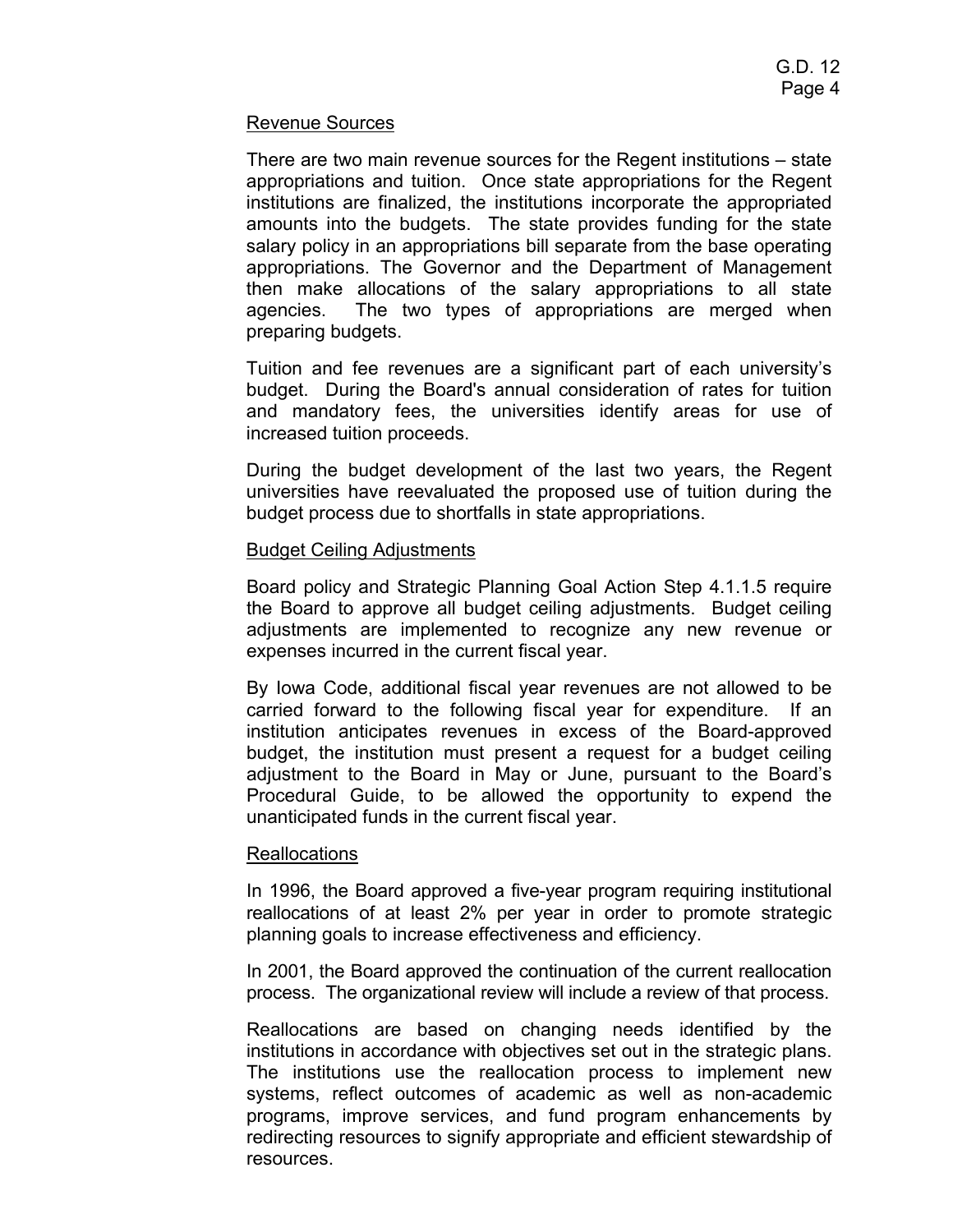## Revenue Sources

There are two main revenue sources for the Regent institutions – state appropriations and tuition. Once state appropriations for the Regent institutions are finalized, the institutions incorporate the appropriated amounts into the budgets. The state provides funding for the state salary policy in an appropriations bill separate from the base operating appropriations. The Governor and the Department of Management then make allocations of the salary appropriations to all state agencies. The two types of appropriations are merged when preparing budgets.

Tuition and fee revenues are a significant part of each university's budget. During the Board's annual consideration of rates for tuition and mandatory fees, the universities identify areas for use of increased tuition proceeds.

During the budget development of the last two years, the Regent universities have reevaluated the proposed use of tuition during the budget process due to shortfalls in state appropriations.

## Budget Ceiling Adjustments

Board policy and Strategic Planning Goal Action Step 4.1.1.5 require the Board to approve all budget ceiling adjustments. Budget ceiling adjustments are implemented to recognize any new revenue or expenses incurred in the current fiscal year.

By Iowa Code, additional fiscal year revenues are not allowed to be carried forward to the following fiscal year for expenditure. If an institution anticipates revenues in excess of the Board-approved budget, the institution must present a request for a budget ceiling adjustment to the Board in May or June, pursuant to the Board's Procedural Guide, to be allowed the opportunity to expend the unanticipated funds in the current fiscal year.

## Reallocations

In 1996, the Board approved a five-year program requiring institutional reallocations of at least 2% per year in order to promote strategic planning goals to increase effectiveness and efficiency.

In 2001, the Board approved the continuation of the current reallocation process. The organizational review will include a review of that process.

Reallocations are based on changing needs identified by the institutions in accordance with objectives set out in the strategic plans. The institutions use the reallocation process to implement new systems, reflect outcomes of academic as well as non-academic programs, improve services, and fund program enhancements by redirecting resources to signify appropriate and efficient stewardship of resources.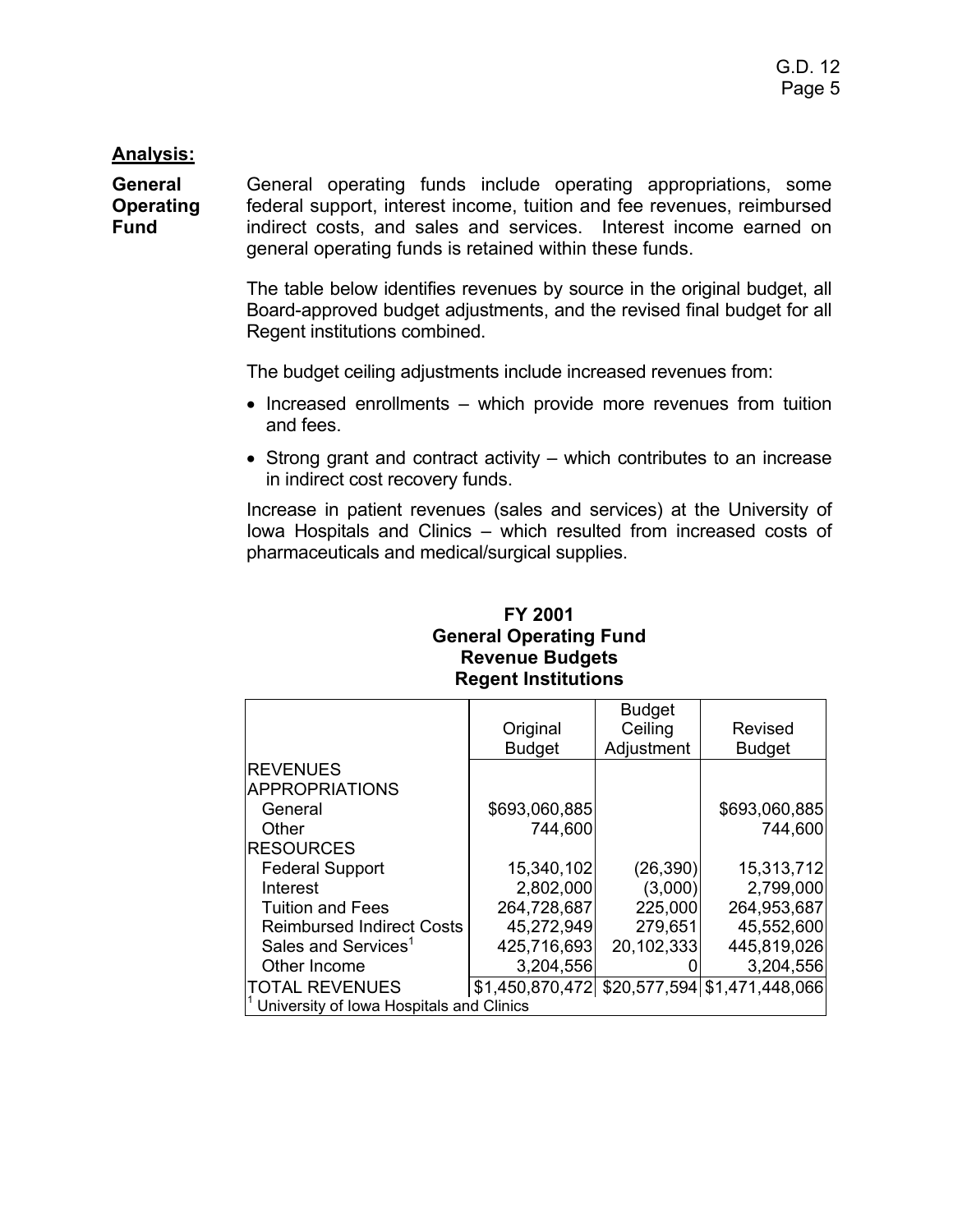**Analysis:**

**General Operating Fund**

General operating funds include operating appropriations, some federal support, interest income, tuition and fee revenues, reimbursed indirect costs, and sales and services. Interest income earned on general operating funds is retained within these funds.

The table below identifies revenues by source in the original budget, all Board-approved budget adjustments, and the revised final budget for all Regent institutions combined.

The budget ceiling adjustments include increased revenues from:

- Increased enrollments – which provide more revenues from tuition and fees.
- Strong grant and contract activity – which contributes to an increase in indirect cost recovery funds.

Increase in patient revenues (sales and services) at the University of Iowa Hospitals and Clinics – which resulted from increased costs of pharmaceuticals and medical/surgical supplies.

**FY 2001**
**General Operating Fund**
**Revenue Budgets**
**Regent Institutions**

| | Original Budget | Budget Ceiling Adjustment | Revised Budget |
|---|---|---|---|
| REVENUES | | | |
| APPROPRIATIONS | | | |
| General | $693,060,885 | | $693,060,885 |
| Other | 744,600 | | 744,600 |
| RESOURCES | | | |
| Federal Support | 15,340,102 | (26,390) | 15,313,712 |
| Interest | 2,802,000 | (3,000) | 2,799,000 |
| Tuition and Fees | 264,728,687 | 225,000 | 264,953,687 |
| Reimbursed Indirect Costs | 45,272,949 | 279,651 | 45,552,600 |
| Sales and Services[1] | 425,716,693 | 20,102,333 | 445,819,026 |
| Other Income | 3,204,556 | 0 | 3,204,556 |
| TOTAL REVENUES | $1,450,870,472 | $20,577,594 | $1,471,448,066 |

[1] University of Iowa Hospitals and Clinics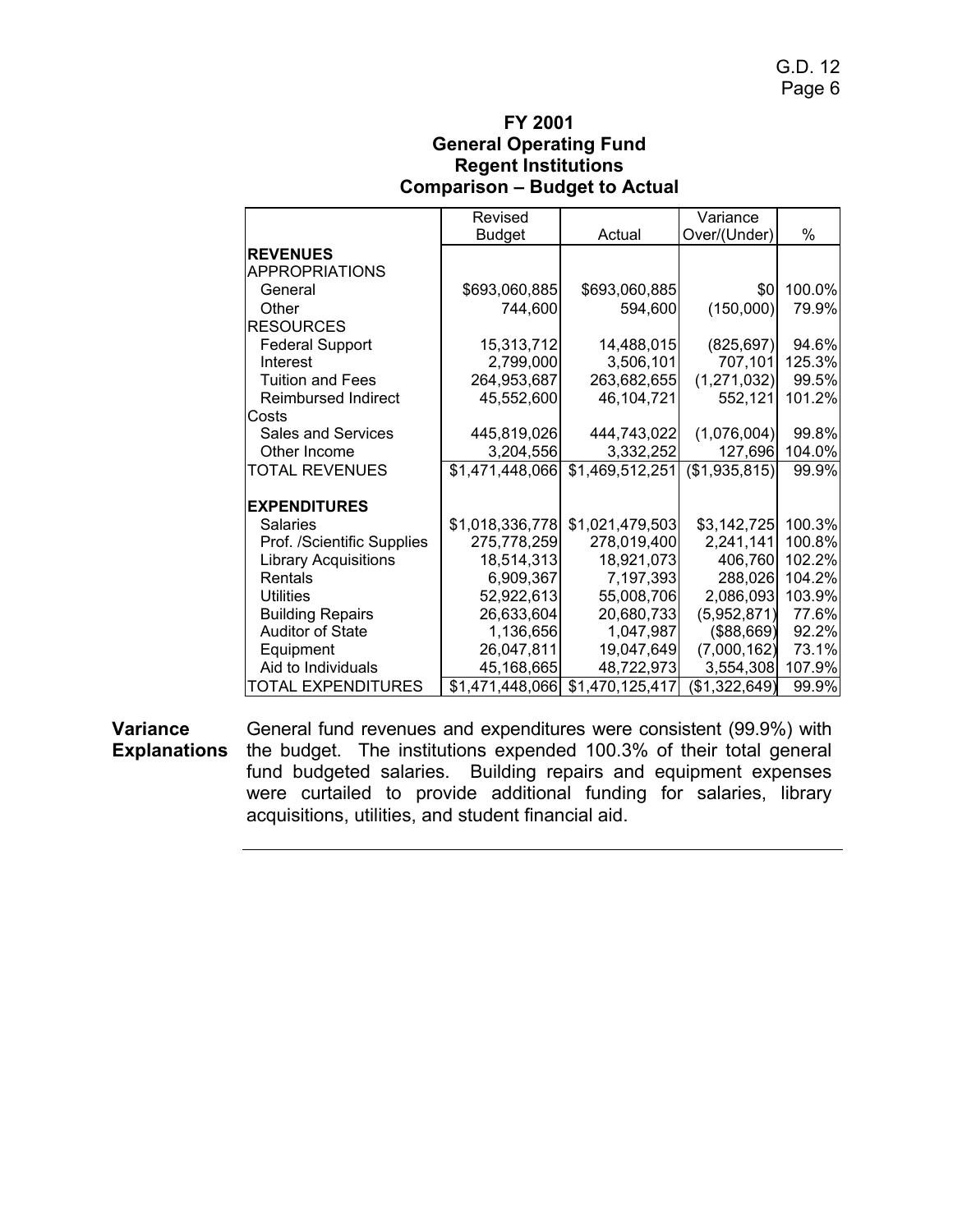## FY 2001
## General Operating Fund
## Regent Institutions
## Comparison – Budget to Actual

| | Revised Budget | Actual | Variance Over/(Under) | % |
|---|---|---|---|---|
| **REVENUES** | | | | |
| APPROPRIATIONS | | | | |
| General | $693,060,885 | $693,060,885 | $0 | 100.0% |
| Other | 744,600 | 594,600 | (150,000) | 79.9% |
| RESOURCES | | | | |
| Federal Support | 15,313,712 | 14,488,015 | (825,697) | 94.6% |
| Interest | 2,799,000 | 3,506,101 | 707,101 | 125.3% |
| Tuition and Fees | 264,953,687 | 263,682,655 | (1,271,032) | 99.5% |
| Reimbursed Indirect Costs | 45,552,600 | 46,104,721 | 552,121 | 101.2% |
| Sales and Services | 445,819,026 | 444,743,022 | (1,076,004) | 99.8% |
| Other Income | 3,204,556 | 3,332,252 | 127,696 | 104.0% |
| TOTAL REVENUES | $1,471,448,066 | $1,469,512,251 | ($1,935,815) | 99.9% |
| **EXPENDITURES** | | | | |
| Salaries | $1,018,336,778 | $1,021,479,503 | $3,142,725 | 100.3% |
| Prof. /Scientific Supplies | 275,778,259 | 278,019,400 | 2,241,141 | 100.8% |
| Library Acquisitions | 18,514,313 | 18,921,073 | 406,760 | 102.2% |
| Rentals | 6,909,367 | 7,197,393 | 288,026 | 104.2% |
| Utilities | 52,922,613 | 55,008,706 | 2,086,093 | 103.9% |
| Building Repairs | 26,633,604 | 20,680,733 | (5,952,871) | 77.6% |
| Auditor of State | 1,136,656 | 1,047,987 | ($88,669) | 92.2% |
| Equipment | 26,047,811 | 19,047,649 | (7,000,162) | 73.1% |
| Aid to Individuals | 45,168,665 | 48,722,973 | 3,554,308 | 107.9% |
| TOTAL EXPENDITURES | $1,471,448,066 | $1,470,125,417 | ($1,322,649) | 99.9% |

**Variance Explanations** General fund revenues and expenditures were consistent (99.9%) with the budget. The institutions expended 100.3% of their total general fund budgeted salaries. Building repairs and equipment expenses were curtailed to provide additional funding for salaries, library acquisitions, utilities, and student financial aid.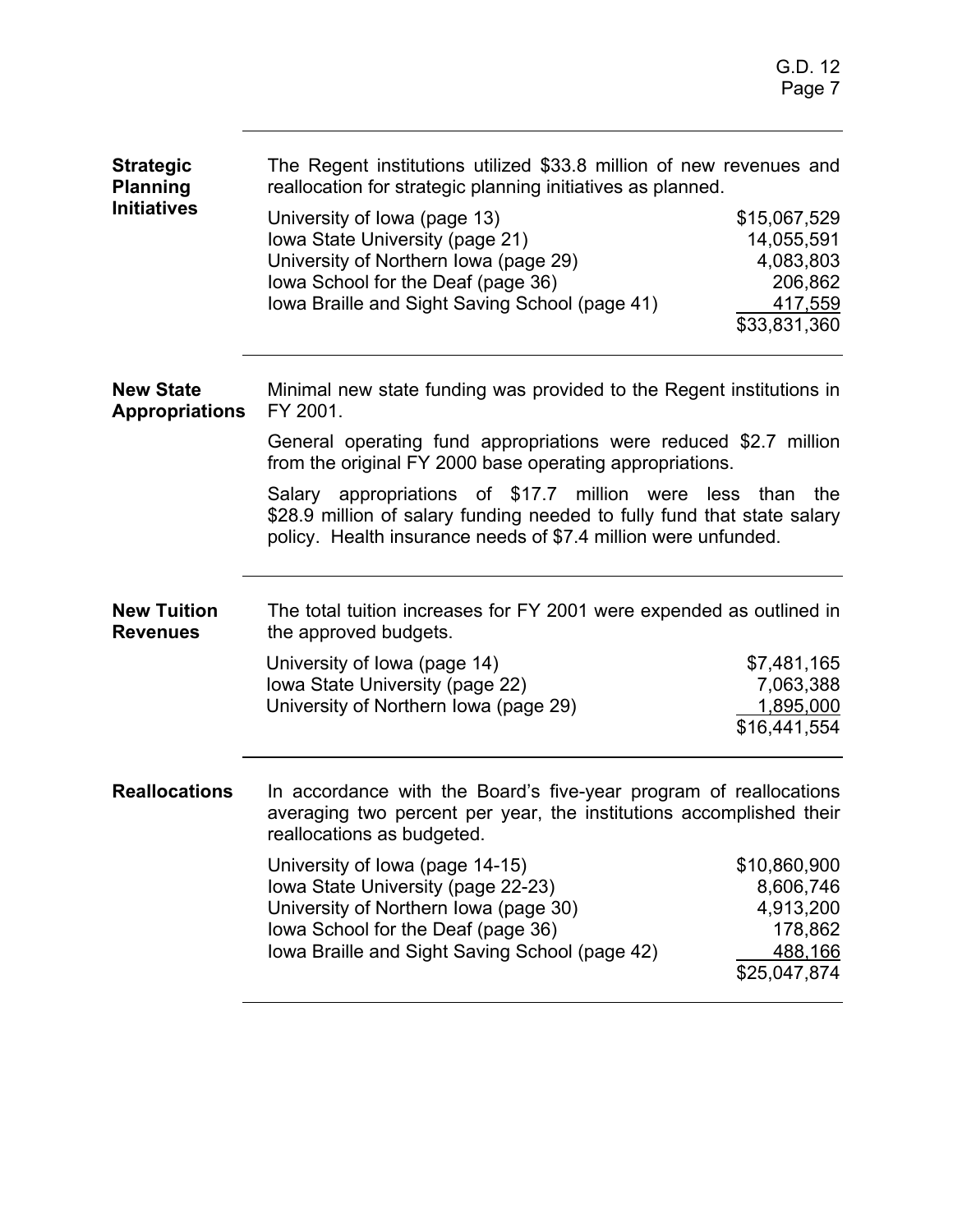## Strategic Planning Initiatives

The Regent institutions utilized $33.8 million of new revenues and reallocation for strategic planning initiatives as planned.

| Institution | Amount |
|---|---|
| University of Iowa (page 13) | $15,067,529 |
| Iowa State University (page 21) | 14,055,591 |
| University of Northern Iowa (page 29) | 4,083,803 |
| Iowa School for the Deaf (page 36) | 206,862 |
| Iowa Braille and Sight Saving School (page 41) | 417,559 |
| | $33,831,360 |

## New State Appropriations

Minimal new state funding was provided to the Regent institutions in FY 2001.

General operating fund appropriations were reduced $2.7 million from the original FY 2000 base operating appropriations.

Salary appropriations of $17.7 million were less than the $28.9 million of salary funding needed to fully fund that state salary policy. Health insurance needs of $7.4 million were unfunded.

## New Tuition Revenues

The total tuition increases for FY 2001 were expended as outlined in the approved budgets.

| Institution | Amount |
|---|---|
| University of Iowa (page 14) | $7,481,165 |
| Iowa State University (page 22) | 7,063,388 |
| University of Northern Iowa (page 29) | 1,895,000 |
| | $16,441,554 |

## Reallocations

In accordance with the Board's five-year program of reallocations averaging two percent per year, the institutions accomplished their reallocations as budgeted.

| Institution | Amount |
|---|---|
| University of Iowa (page 14-15) | $10,860,900 |
| Iowa State University (page 22-23) | 8,606,746 |
| University of Northern Iowa (page 30) | 4,913,200 |
| Iowa School for the Deaf (page 36) | 178,862 |
| Iowa Braille and Sight Saving School (page 42) | 488,166 |
| | $25,047,874 |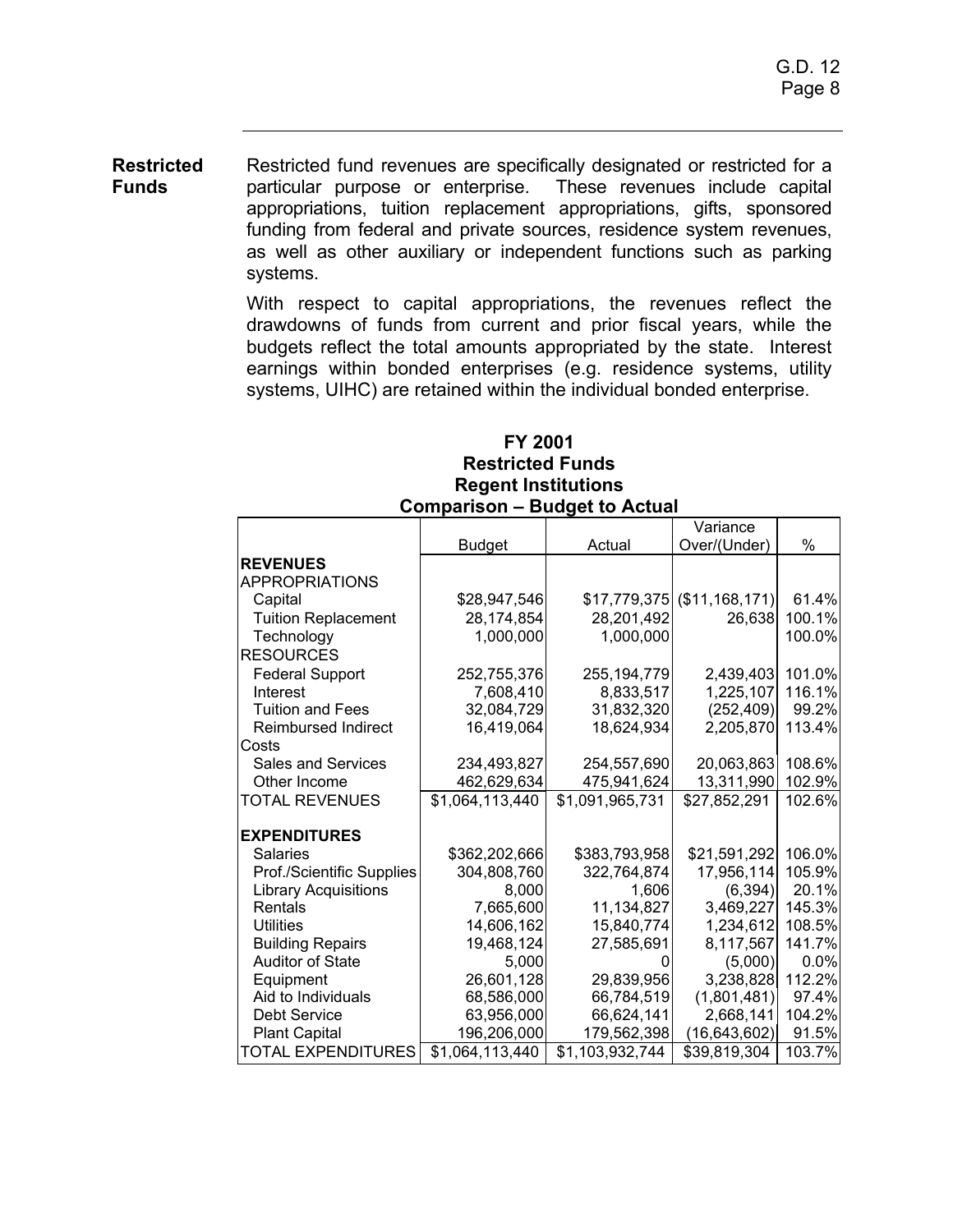**Restricted Funds**

Restricted fund revenues are specifically designated or restricted for a particular purpose or enterprise. These revenues include capital appropriations, tuition replacement appropriations, gifts, sponsored funding from federal and private sources, residence system revenues, as well as other auxiliary or independent functions such as parking systems.

With respect to capital appropriations, the revenues reflect the drawdowns of funds from current and prior fiscal years, while the budgets reflect the total amounts appropriated by the state. Interest earnings within bonded enterprises (e.g. residence systems, utility systems, UIHC) are retained within the individual bonded enterprise.

**FY 2001**
**Restricted Funds**
**Regent Institutions**
**Comparison – Budget to Actual**

| | Budget | Actual | Variance Over/(Under) | % |
|---|---|---|---|---|
| **REVENUES** | | | | |
| APPROPRIATIONS | | | | |
| Capital | $28,947,546 | $17,779,375 | ($11,168,171) | 61.4% |
| Tuition Replacement | 28,174,854 | 28,201,492 | 26,638 | 100.1% |
| Technology | 1,000,000 | 1,000,000 | | 100.0% |
| RESOURCES | | | | |
| Federal Support | 252,755,376 | 255,194,779 | 2,439,403 | 101.0% |
| Interest | 7,608,410 | 8,833,517 | 1,225,107 | 116.1% |
| Tuition and Fees | 32,084,729 | 31,832,320 | (252,409) | 99.2% |
| Reimbursed Indirect Costs | 16,419,064 | 18,624,934 | 2,205,870 | 113.4% |
| Sales and Services | 234,493,827 | 254,557,690 | 20,063,863 | 108.6% |
| Other Income | 462,629,634 | 475,941,624 | 13,311,990 | 102.9% |
| TOTAL REVENUES | $1,064,113,440 | $1,091,965,731 | $27,852,291 | 102.6% |
| **EXPENDITURES** | | | | |
| Salaries | $362,202,666 | $383,793,958 | $21,591,292 | 106.0% |
| Prof./Scientific Supplies | 304,808,760 | 322,764,874 | 17,956,114 | 105.9% |
| Library Acquisitions | 8,000 | 1,606 | (6,394) | 20.1% |
| Rentals | 7,665,600 | 11,134,827 | 3,469,227 | 145.3% |
| Utilities | 14,606,162 | 15,840,774 | 1,234,612 | 108.5% |
| Building Repairs | 19,468,124 | 27,585,691 | 8,117,567 | 141.7% |
| Auditor of State | 5,000 | 0 | (5,000) | 0.0% |
| Equipment | 26,601,128 | 29,839,956 | 3,238,828 | 112.2% |
| Aid to Individuals | 68,586,000 | 66,784,519 | (1,801,481) | 97.4% |
| Debt Service | 63,956,000 | 66,624,141 | 2,668,141 | 104.2% |
| Plant Capital | 196,206,000 | 179,562,398 | (16,643,602) | 91.5% |
| TOTAL EXPENDITURES | $1,064,113,440 | $1,103,932,744 | $39,819,304 | 103.7% |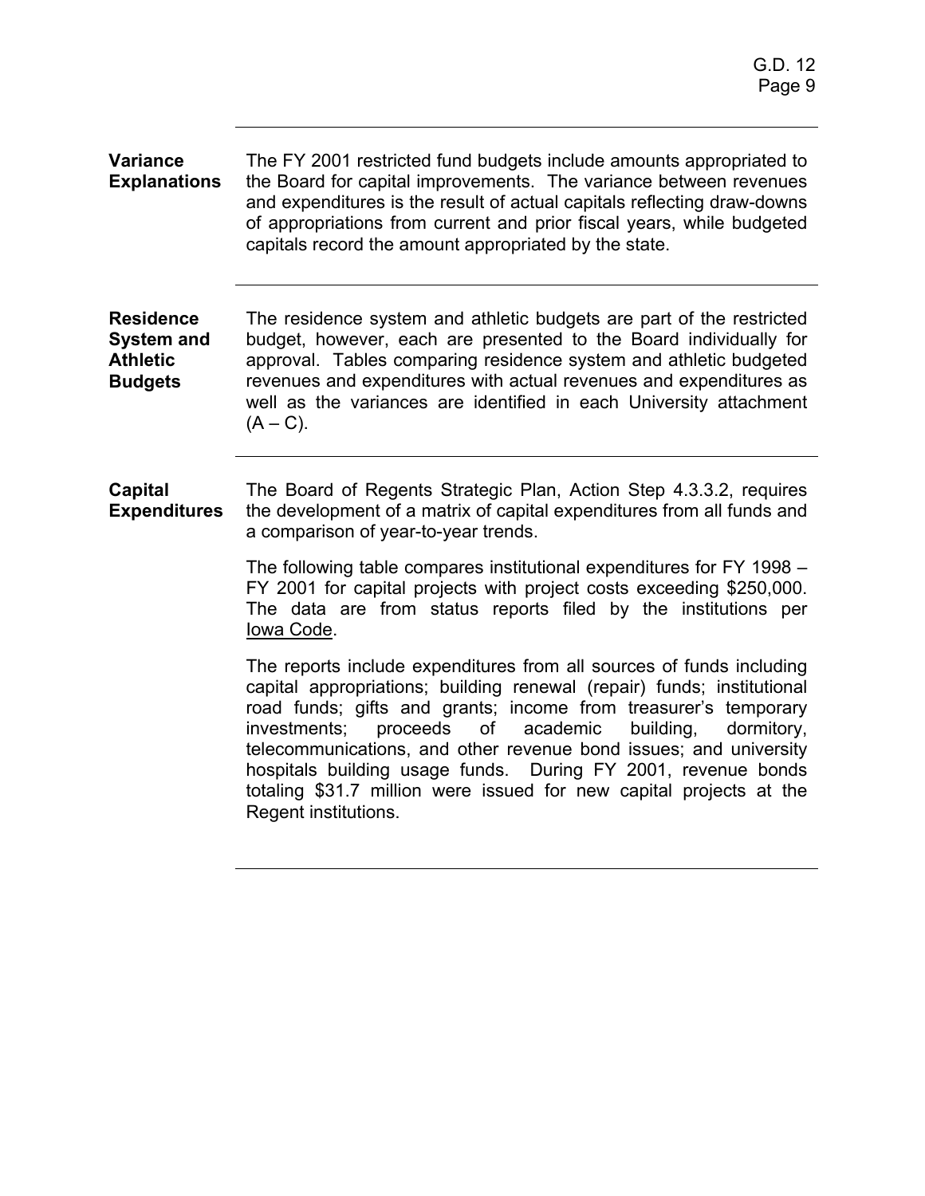**Variance Explanations**

The FY 2001 restricted fund budgets include amounts appropriated to the Board for capital improvements. The variance between revenues and expenditures is the result of actual capitals reflecting draw-downs of appropriations from current and prior fiscal years, while budgeted capitals record the amount appropriated by the state.

---

**Residence System and Athletic Budgets**

The residence system and athletic budgets are part of the restricted budget, however, each are presented to the Board individually for approval. Tables comparing residence system and athletic budgeted revenues and expenditures with actual revenues and expenditures as well as the variances are identified in each University attachment (A – C).

---

**Capital Expenditures**

The Board of Regents Strategic Plan, Action Step 4.3.3.2, requires the development of a matrix of capital expenditures from all funds and a comparison of year-to-year trends.

The following table compares institutional expenditures for FY 1998 – FY 2001 for capital projects with project costs exceeding $250,000. The data are from status reports filed by the institutions per Iowa Code.

The reports include expenditures from all sources of funds including capital appropriations; building renewal (repair) funds; institutional road funds; gifts and grants; income from treasurer's temporary investments; proceeds of academic building, dormitory, telecommunications, and other revenue bond issues; and university hospitals building usage funds. During FY 2001, revenue bonds totaling $31.7 million were issued for new capital projects at the Regent institutions.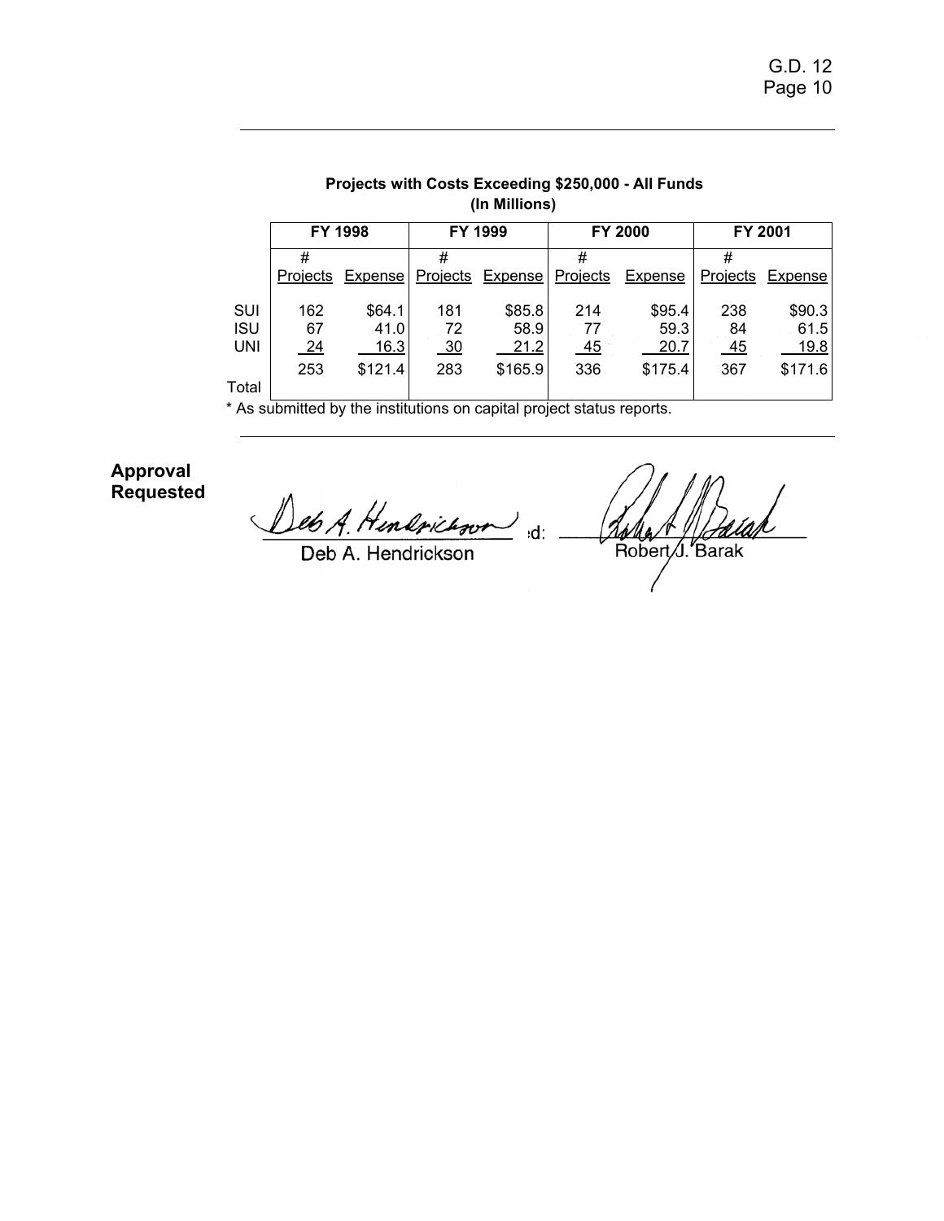**Projects with Costs Exceeding $250,000 - All Funds**
**(In Millions)**

| | FY 1998 | | FY 1999 | | FY 2000 | | FY 2001 | |
|---|---|---|---|---|---|---|---|---|
| | # Projects | Expense | # Projects | Expense | # Projects | Expense | # Projects | Expense |
| SUI | 162 | $64.1 | 181 | $85.8 | 214 | $95.4 | 238 | $90.3 |
| ISU | 67 | 41.0 | 72 | 58.9 | 77 | 59.3 | 84 | 61.5 |
| UNI | 24 | 16.3 | 30 | 21.2 | 45 | 20.7 | 45 | 19.8 |
| Total | 253 | $121.4 | 283 | $165.9 | 336 | $175.4 | 367 | $171.6 |

* As submitted by the institutions on capital project status reports.

**Approval Requested**

Deb A. Hendrickson

Approved: Robert J. Barak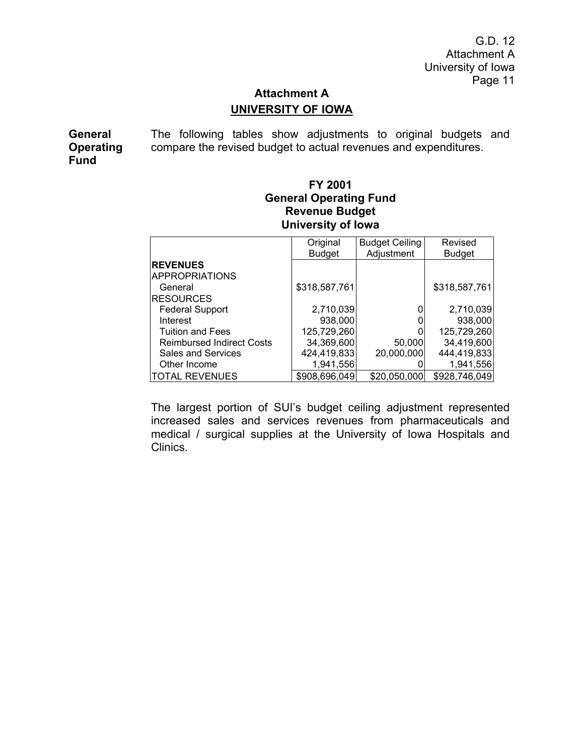## Attachment A

## UNIVERSITY OF IOWA

**General Operating Fund**

The following tables show adjustments to original budgets and compare the revised budget to actual revenues and expenditures.

### FY 2001
### General Operating Fund
### Revenue Budget
### University of Iowa

| | Original Budget | Budget Ceiling Adjustment | Revised Budget |
|---|---|---|---|
| **REVENUES** | | | |
| APPROPRIATIONS | | | |
| General | $318,587,761 | | $318,587,761 |
| RESOURCES | | | |
| Federal Support | 2,710,039 | 0 | 2,710,039 |
| Interest | 938,000 | 0 | 938,000 |
| Tuition and Fees | 125,729,260 | 0 | 125,729,260 |
| Reimbursed Indirect Costs | 34,369,600 | 50,000 | 34,419,600 |
| Sales and Services | 424,419,833 | 20,000,000 | 444,419,833 |
| Other Income | 1,941,556 | 0 | 1,941,556 |
| TOTAL REVENUES | $908,696,049 | $20,050,000 | $928,746,049 |

The largest portion of SUI's budget ceiling adjustment represented increased sales and services revenues from pharmaceuticals and medical / surgical supplies at the University of Iowa Hospitals and Clinics.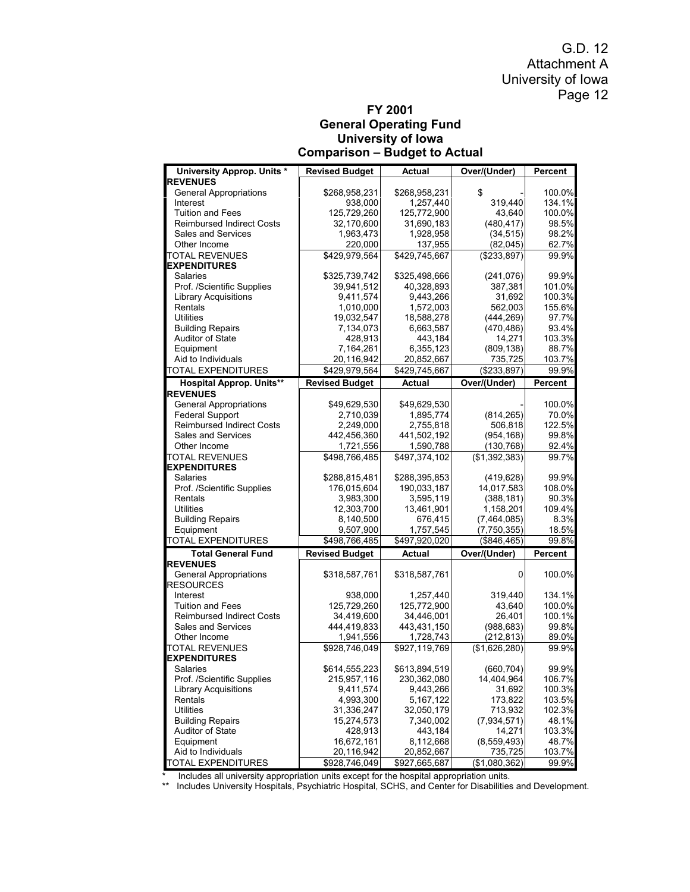G.D. 12
Attachment A
University of Iowa
Page 12

## FY 2001
## General Operating Fund
## University of Iowa
## Comparison – Budget to Actual

| University Approp. Units * | Revised Budget | Actual | Over/(Under) | Percent |
|---|---|---|---|---|
| **REVENUES** | | | | |
| General Appropriations | $268,958,231 | $268,958,231 | $ - | 100.0% |
| Interest | 938,000 | 1,257,440 | 319,440 | 134.1% |
| Tuition and Fees | 125,729,260 | 125,772,900 | 43,640 | 100.0% |
| Reimbursed Indirect Costs | 32,170,600 | 31,690,183 | (480,417) | 98.5% |
| Sales and Services | 1,963,473 | 1,928,958 | (34,515) | 98.2% |
| Other Income | 220,000 | 137,955 | (82,045) | 62.7% |
| TOTAL REVENUES | $429,979,564 | $429,745,667 | ($233,897) | 99.9% |
| **EXPENDITURES** | | | | |
| Salaries | $325,739,742 | $325,498,666 | (241,076) | 99.9% |
| Prof. /Scientific Supplies | 39,941,512 | 40,328,893 | 387,381 | 101.0% |
| Library Acquisitions | 9,411,574 | 9,443,266 | 31,692 | 100.3% |
| Rentals | 1,010,000 | 1,572,003 | 562,003 | 155.6% |
| Utilities | 19,032,547 | 18,588,278 | (444,269) | 97.7% |
| Building Repairs | 7,134,073 | 6,663,587 | (470,486) | 93.4% |
| Auditor of State | 428,913 | 443,184 | 14,271 | 103.3% |
| Equipment | 7,164,261 | 6,355,123 | (809,138) | 88.7% |
| Aid to Individuals | 20,116,942 | 20,852,667 | 735,725 | 103.7% |
| TOTAL EXPENDITURES | $429,979,564 | $429,745,667 | ($233,897) | 99.9% |
| **Hospital Approp. Units**** | **Revised Budget** | **Actual** | **Over/(Under)** | **Percent** |
| **REVENUES** | | | | |
| General Appropriations | $49,629,530 | $49,629,530 | - | 100.0% |
| Federal Support | 2,710,039 | 1,895,774 | (814,265) | 70.0% |
| Reimbursed Indirect Costs | 2,249,000 | 2,755,818 | 506,818 | 122.5% |
| Sales and Services | 442,456,360 | 441,502,192 | (954,168) | 99.8% |
| Other Income | 1,721,556 | 1,590,788 | (130,768) | 92.4% |
| TOTAL REVENUES | $498,766,485 | $497,374,102 | ($1,392,383) | 99.7% |
| **EXPENDITURES** | | | | |
| Salaries | $288,815,481 | $288,395,853 | (419,628) | 99.9% |
| Prof. /Scientific Supplies | 176,015,604 | 190,033,187 | 14,017,583 | 108.0% |
| Rentals | 3,983,300 | 3,595,119 | (388,181) | 90.3% |
| Utilities | 12,303,700 | 13,461,901 | 1,158,201 | 109.4% |
| Building Repairs | 8,140,500 | 676,415 | (7,464,085) | 8.3% |
| Equipment | 9,507,900 | 1,757,545 | (7,750,355) | 18.5% |
| TOTAL EXPENDITURES | $498,766,485 | $497,920,020 | ($846,465) | 99.8% |
| **Total General Fund** | **Revised Budget** | **Actual** | **Over/(Under)** | **Percent** |
| **REVENUES** | | | | |
| General Appropriations | $318,587,761 | $318,587,761 | 0 | 100.0% |
| RESOURCES | | | | |
| Interest | 938,000 | 1,257,440 | 319,440 | 134.1% |
| Tuition and Fees | 125,729,260 | 125,772,900 | 43,640 | 100.0% |
| Reimbursed Indirect Costs | 34,419,600 | 34,446,001 | 26,401 | 100.1% |
| Sales and Services | 444,419,833 | 443,431,150 | (988,683) | 99.8% |
| Other Income | 1,941,556 | 1,728,743 | (212,813) | 89.0% |
| TOTAL REVENUES | $928,746,049 | $927,119,769 | ($1,626,280) | 99.9% |
| **EXPENDITURES** | | | | |
| Salaries | $614,555,223 | $613,894,519 | (660,704) | 99.9% |
| Prof. /Scientific Supplies | 215,957,116 | 230,362,080 | 14,404,964 | 106.7% |
| Library Acquisitions | 9,411,574 | 9,443,266 | 31,692 | 100.3% |
| Rentals | 4,993,300 | 5,167,122 | 173,822 | 103.5% |
| Utilities | 31,336,247 | 32,050,179 | 713,932 | 102.3% |
| Building Repairs | 15,274,573 | 7,340,002 | (7,934,571) | 48.1% |
| Auditor of State | 428,913 | 443,184 | 14,271 | 103.3% |
| Equipment | 16,672,161 | 8,112,668 | (8,559,493) | 48.7% |
| Aid to Individuals | 20,116,942 | 20,852,667 | 735,725 | 103.7% |
| TOTAL EXPENDITURES | $928,746,049 | $927,665,687 | ($1,080,362) | 99.9% |

\* Includes all university appropriation units except for the hospital appropriation units.

\*\* Includes University Hospitals, Psychiatric Hospital, SCHS, and Center for Disabilities and Development.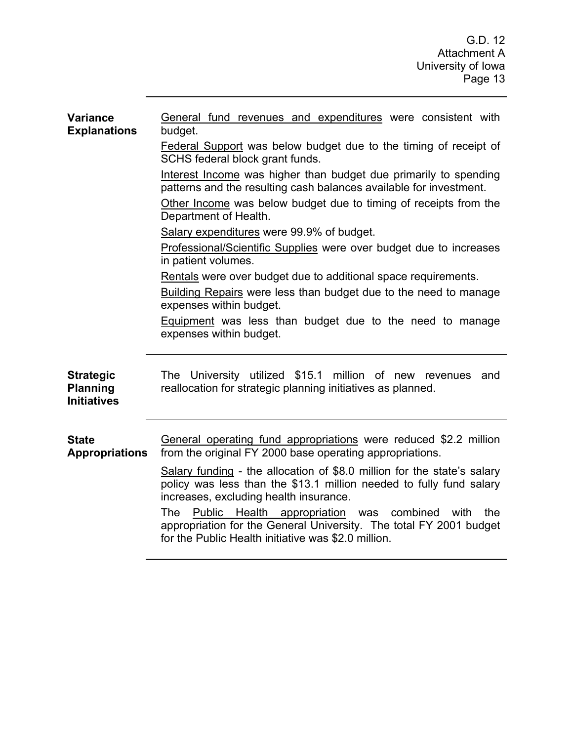**Variance Explanations**

General fund revenues and expenditures were consistent with budget.

Federal Support was below budget due to the timing of receipt of SCHS federal block grant funds.

Interest Income was higher than budget due primarily to spending patterns and the resulting cash balances available for investment.

Other Income was below budget due to timing of receipts from the Department of Health.

Salary expenditures were 99.9% of budget.

Professional/Scientific Supplies were over budget due to increases in patient volumes.

Rentals were over budget due to additional space requirements.

Building Repairs were less than budget due to the need to manage expenses within budget.

Equipment was less than budget due to the need to manage expenses within budget.

---

**Strategic Planning Initiatives**

The University utilized $15.1 million of new revenues and reallocation for strategic planning initiatives as planned.

---

**State Appropriations**

General operating fund appropriations were reduced $2.2 million from the original FY 2000 base operating appropriations.

Salary funding - the allocation of $8.0 million for the state's salary policy was less than the $13.1 million needed to fully fund salary increases, excluding health insurance.

The Public Health appropriation was combined with the appropriation for the General University. The total FY 2001 budget for the Public Health initiative was $2.0 million.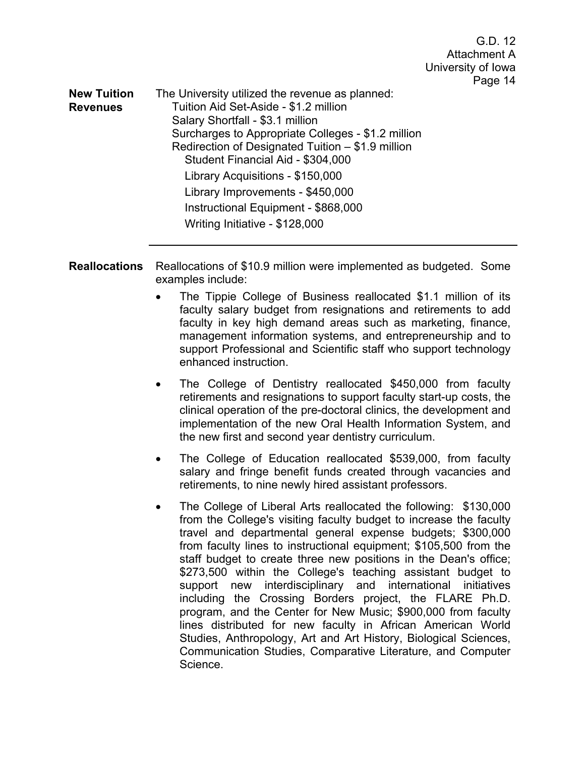**New Tuition Revenues**

The University utilized the revenue as planned:

- Tuition Aid Set-Aside - $1.2 million
- Salary Shortfall - $3.1 million
- Surcharges to Appropriate Colleges - $1.2 million
- Redirection of Designated Tuition – $1.9 million
  - Student Financial Aid - $304,000
  - Library Acquisitions - $150,000
  - Library Improvements - $450,000
  - Instructional Equipment - $868,000
  - Writing Initiative - $128,000

---

**Reallocations**

Reallocations of $10.9 million were implemented as budgeted. Some examples include:

- The Tippie College of Business reallocated $1.1 million of its faculty salary budget from resignations and retirements to add faculty in key high demand areas such as marketing, finance, management information systems, and entrepreneurship and to support Professional and Scientific staff who support technology enhanced instruction.

- The College of Dentistry reallocated $450,000 from faculty retirements and resignations to support faculty start-up costs, the clinical operation of the pre-doctoral clinics, the development and implementation of the new Oral Health Information System, and the new first and second year dentistry curriculum.

- The College of Education reallocated $539,000, from faculty salary and fringe benefit funds created through vacancies and retirements, to nine newly hired assistant professors.

- The College of Liberal Arts reallocated the following: $130,000 from the College's visiting faculty budget to increase the faculty travel and departmental general expense budgets; $300,000 from faculty lines to instructional equipment; $105,500 from the staff budget to create three new positions in the Dean's office; $273,500 within the College's teaching assistant budget to support new interdisciplinary and international initiatives including the Crossing Borders project, the FLARE Ph.D. program, and the Center for New Music; $900,000 from faculty lines distributed for new faculty in African American World Studies, Anthropology, Art and Art History, Biological Sciences, Communication Studies, Comparative Literature, and Computer Science.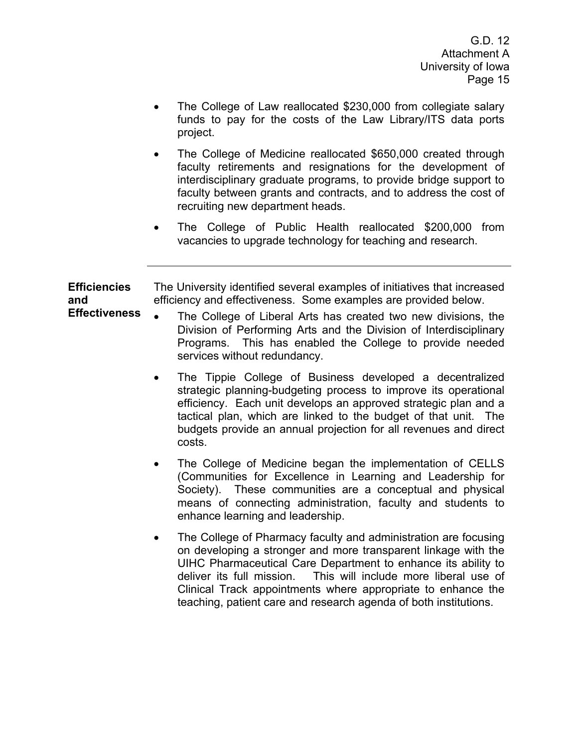- The College of Law reallocated $230,000 from collegiate salary funds to pay for the costs of the Law Library/ITS data ports project.
- The College of Medicine reallocated $650,000 created through faculty retirements and resignations for the development of interdisciplinary graduate programs, to provide bridge support to faculty between grants and contracts, and to address the cost of recruiting new department heads.
- The College of Public Health reallocated $200,000 from vacancies to upgrade technology for teaching and research.

---

**Efficiencies and Effectiveness**

The University identified several examples of initiatives that increased efficiency and effectiveness. Some examples are provided below.

- The College of Liberal Arts has created two new divisions, the Division of Performing Arts and the Division of Interdisciplinary Programs. This has enabled the College to provide needed services without redundancy.
- The Tippie College of Business developed a decentralized strategic planning-budgeting process to improve its operational efficiency. Each unit develops an approved strategic plan and a tactical plan, which are linked to the budget of that unit. The budgets provide an annual projection for all revenues and direct costs.
- The College of Medicine began the implementation of CELLS (Communities for Excellence in Learning and Leadership for Society). These communities are a conceptual and physical means of connecting administration, faculty and students to enhance learning and leadership.
- The College of Pharmacy faculty and administration are focusing on developing a stronger and more transparent linkage with the UIHC Pharmaceutical Care Department to enhance its ability to deliver its full mission. This will include more liberal use of Clinical Track appointments where appropriate to enhance the teaching, patient care and research agenda of both institutions.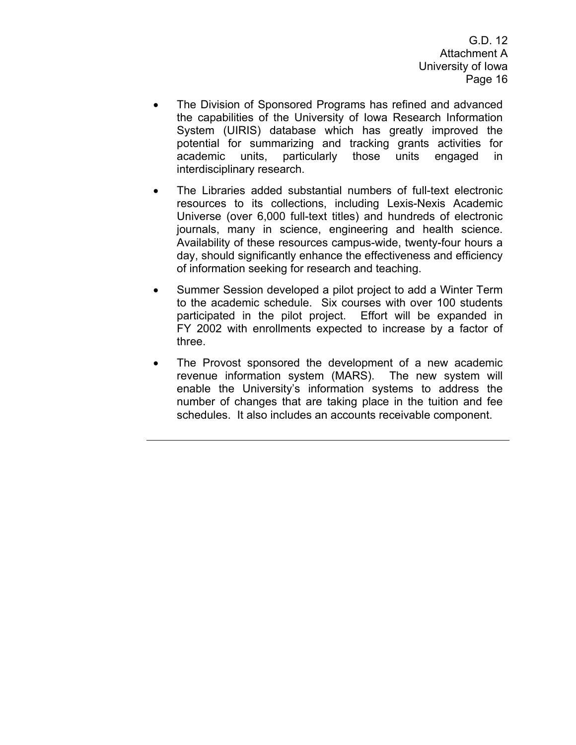- The Division of Sponsored Programs has refined and advanced the capabilities of the University of Iowa Research Information System (UIRIS) database which has greatly improved the potential for summarizing and tracking grants activities for academic units, particularly those units engaged in interdisciplinary research.
- The Libraries added substantial numbers of full-text electronic resources to its collections, including Lexis-Nexis Academic Universe (over 6,000 full-text titles) and hundreds of electronic journals, many in science, engineering and health science. Availability of these resources campus-wide, twenty-four hours a day, should significantly enhance the effectiveness and efficiency of information seeking for research and teaching.
- Summer Session developed a pilot project to add a Winter Term to the academic schedule. Six courses with over 100 students participated in the pilot project. Effort will be expanded in FY 2002 with enrollments expected to increase by a factor of three.
- The Provost sponsored the development of a new academic revenue information system (MARS). The new system will enable the University's information systems to address the number of changes that are taking place in the tuition and fee schedules. It also includes an accounts receivable component.

---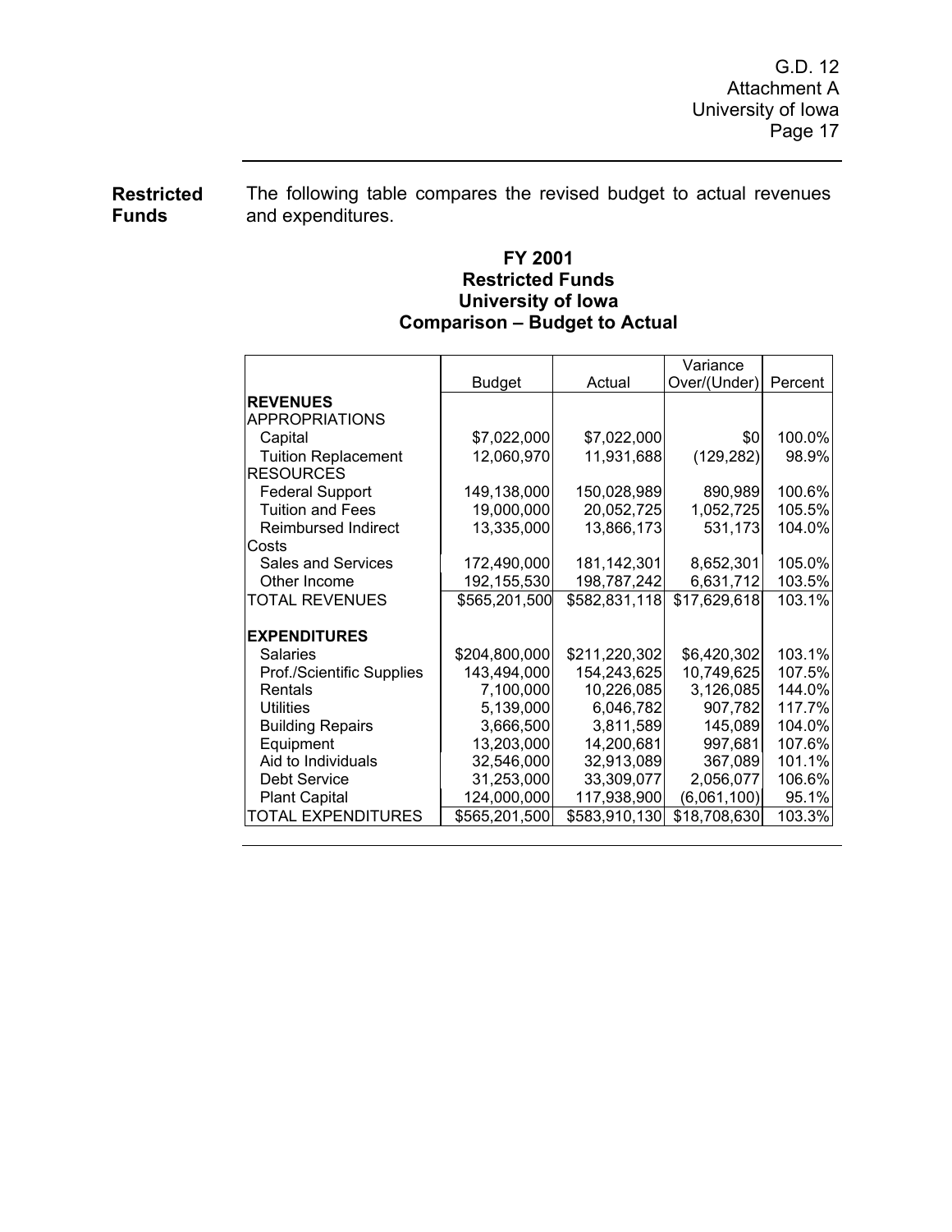**Restricted Funds**

The following table compares the revised budget to actual revenues and expenditures.

### FY 2001
### Restricted Funds
### University of Iowa
### Comparison – Budget to Actual

| | Budget | Actual | Variance Over/(Under) | Percent |
|---|---|---|---|---|
| **REVENUES** | | | | |
| APPROPRIATIONS | | | | |
| Capital | $7,022,000 | $7,022,000 | $0 | 100.0% |
| Tuition Replacement | 12,060,970 | 11,931,688 | (129,282) | 98.9% |
| RESOURCES | | | | |
| Federal Support | 149,138,000 | 150,028,989 | 890,989 | 100.6% |
| Tuition and Fees | 19,000,000 | 20,052,725 | 1,052,725 | 105.5% |
| Reimbursed Indirect Costs | 13,335,000 | 13,866,173 | 531,173 | 104.0% |
| Sales and Services | 172,490,000 | 181,142,301 | 8,652,301 | 105.0% |
| Other Income | 192,155,530 | 198,787,242 | 6,631,712 | 103.5% |
| TOTAL REVENUES | $565,201,500 | $582,831,118 | $17,629,618 | 103.1% |
| **EXPENDITURES** | | | | |
| Salaries | $204,800,000 | $211,220,302 | $6,420,302 | 103.1% |
| Prof./Scientific Supplies | 143,494,000 | 154,243,625 | 10,749,625 | 107.5% |
| Rentals | 7,100,000 | 10,226,085 | 3,126,085 | 144.0% |
| Utilities | 5,139,000 | 6,046,782 | 907,782 | 117.7% |
| Building Repairs | 3,666,500 | 3,811,589 | 145,089 | 104.0% |
| Equipment | 13,203,000 | 14,200,681 | 997,681 | 107.6% |
| Aid to Individuals | 32,546,000 | 32,913,089 | 367,089 | 101.1% |
| Debt Service | 31,253,000 | 33,309,077 | 2,056,077 | 106.6% |
| Plant Capital | 124,000,000 | 117,938,900 | (6,061,100) | 95.1% |
| TOTAL EXPENDITURES | $565,201,500 | $583,910,130 | $18,708,630 | 103.3% |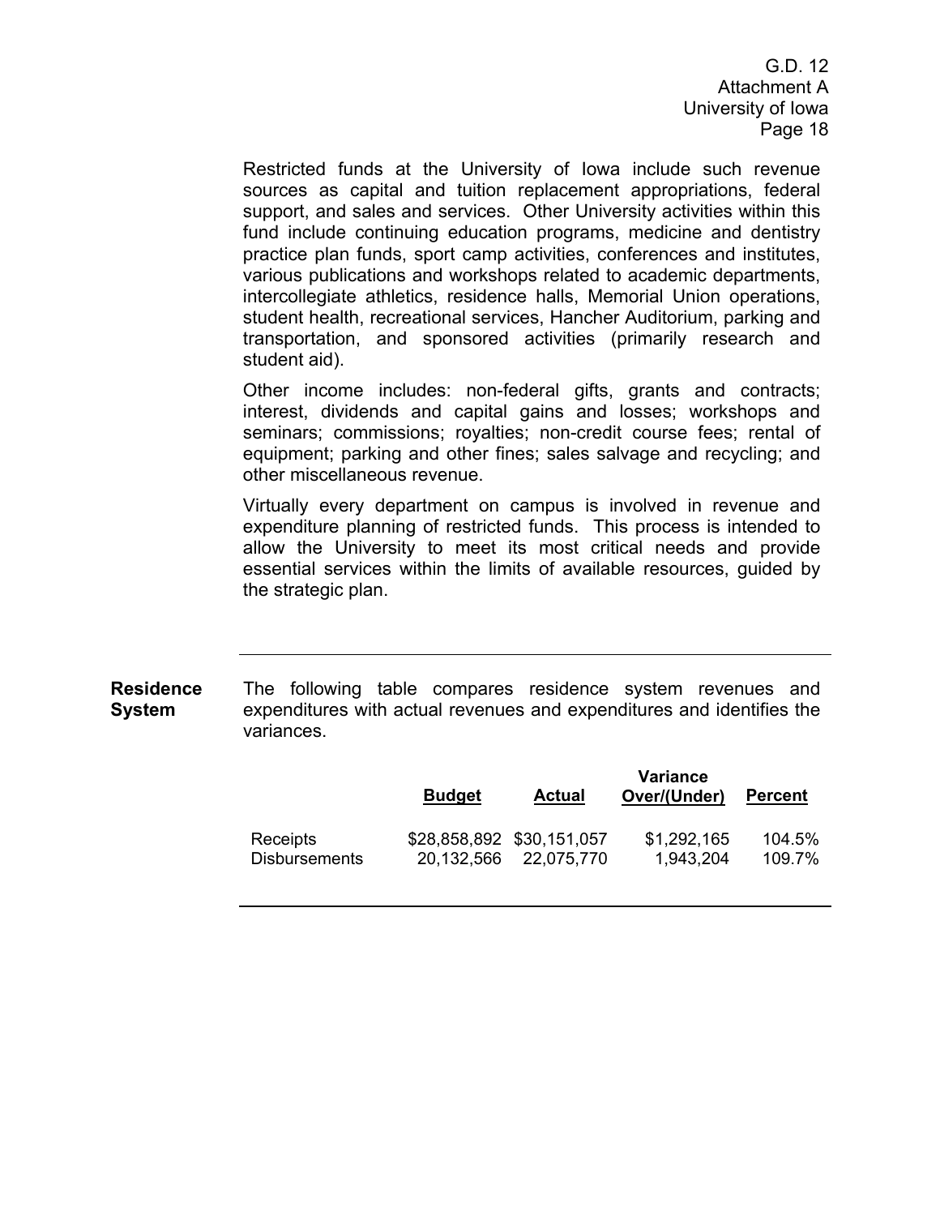Restricted funds at the University of Iowa include such revenue sources as capital and tuition replacement appropriations, federal support, and sales and services. Other University activities within this fund include continuing education programs, medicine and dentistry practice plan funds, sport camp activities, conferences and institutes, various publications and workshops related to academic departments, intercollegiate athletics, residence halls, Memorial Union operations, student health, recreational services, Hancher Auditorium, parking and transportation, and sponsored activities (primarily research and student aid).

Other income includes: non-federal gifts, grants and contracts; interest, dividends and capital gains and losses; workshops and seminars; commissions; royalties; non-credit course fees; rental of equipment; parking and other fines; sales salvage and recycling; and other miscellaneous revenue.

Virtually every department on campus is involved in revenue and expenditure planning of restricted funds. This process is intended to allow the University to meet its most critical needs and provide essential services within the limits of available resources, guided by the strategic plan.

**Residence System**

The following table compares residence system revenues and expenditures with actual revenues and expenditures and identifies the variances.

| | Budget | Actual | Variance Over/(Under) | Percent |
|---|---|---|---|---|
| Receipts | $28,858,892 | $30,151,057 | $1,292,165 | 104.5% |
| Disbursements | 20,132,566 | 22,075,770 | 1,943,204 | 109.7% |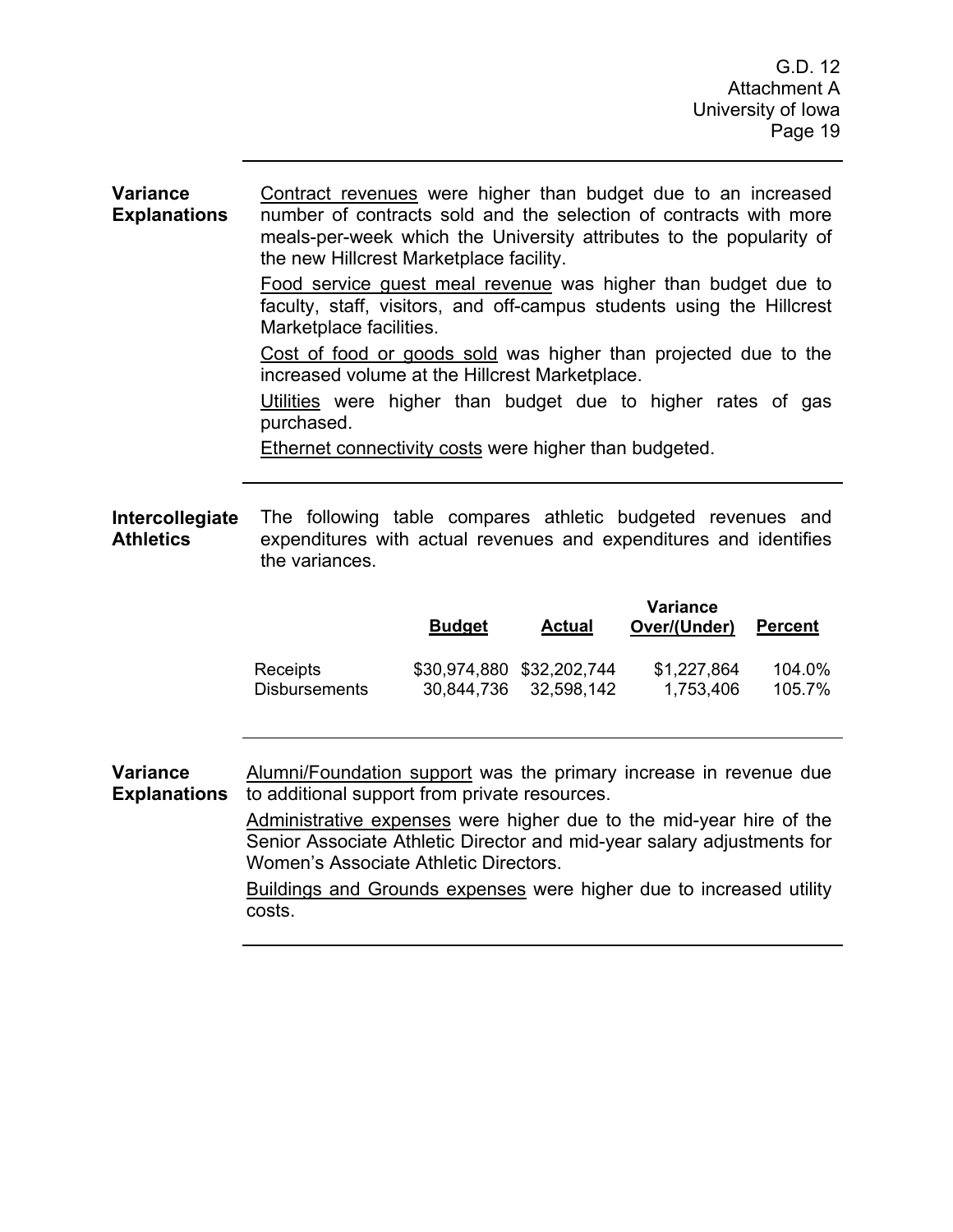**Variance Explanations**

Contract revenues were higher than budget due to an increased number of contracts sold and the selection of contracts with more meals-per-week which the University attributes to the popularity of the new Hillcrest Marketplace facility.

Food service guest meal revenue was higher than budget due to faculty, staff, visitors, and off-campus students using the Hillcrest Marketplace facilities.

Cost of food or goods sold was higher than projected due to the increased volume at the Hillcrest Marketplace.

Utilities were higher than budget due to higher rates of gas purchased.

Ethernet connectivity costs were higher than budgeted.

**Intercollegiate Athletics**

The following table compares athletic budgeted revenues and expenditures with actual revenues and expenditures and identifies the variances.

| | Budget | Actual | Variance Over/(Under) | Percent |
|---|---|---|---|---|
| Receipts | $30,974,880 | $32,202,744 | $1,227,864 | 104.0% |
| Disbursements | 30,844,736 | 32,598,142 | 1,753,406 | 105.7% |

**Variance Explanations**

Alumni/Foundation support was the primary increase in revenue due to additional support from private resources.

Administrative expenses were higher due to the mid-year hire of the Senior Associate Athletic Director and mid-year salary adjustments for Women's Associate Athletic Directors.

Buildings and Grounds expenses were higher due to increased utility costs.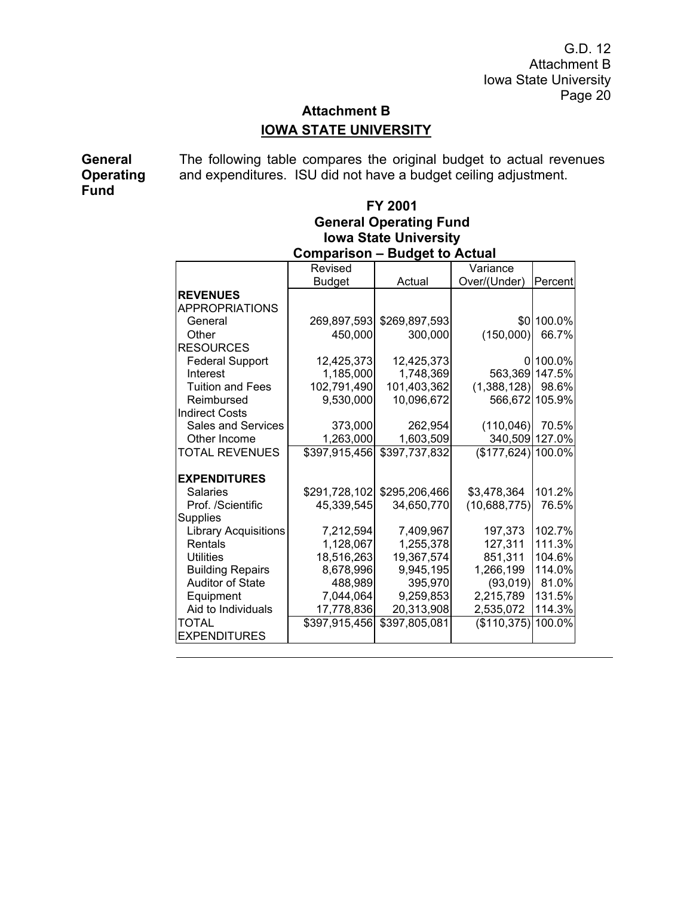## Attachment B

## IOWA STATE UNIVERSITY

**General Operating Fund**

The following table compares the original budget to actual revenues and expenditures. ISU did not have a budget ceiling adjustment.

### FY 2001
### General Operating Fund
### Iowa State University
### Comparison – Budget to Actual

| | Revised Budget | Actual | Variance Over/(Under) | Percent |
|---|---|---|---|---|
| **REVENUES** | | | | |
| APPROPRIATIONS | | | | |
| General | 269,897,593 | $269,897,593 | $0 | 100.0% |
| Other | 450,000 | 300,000 | (150,000) | 66.7% |
| RESOURCES | | | | |
| Federal Support | 12,425,373 | 12,425,373 | 0 | 100.0% |
| Interest | 1,185,000 | 1,748,369 | 563,369 | 147.5% |
| Tuition and Fees | 102,791,490 | 101,403,362 | (1,388,128) | 98.6% |
| Reimbursed Indirect Costs | 9,530,000 | 10,096,672 | 566,672 | 105.9% |
| Sales and Services | 373,000 | 262,954 | (110,046) | 70.5% |
| Other Income | 1,263,000 | 1,603,509 | 340,509 | 127.0% |
| TOTAL REVENUES | $397,915,456 | $397,737,832 | ($177,624) | 100.0% |
| | | | | |
| **EXPENDITURES** | | | | |
| Salaries | $291,728,102 | $295,206,466 | $3,478,364 | 101.2% |
| Prof. /Scientific Supplies | 45,339,545 | 34,650,770 | (10,688,775) | 76.5% |
| Library Acquisitions | 7,212,594 | 7,409,967 | 197,373 | 102.7% |
| Rentals | 1,128,067 | 1,255,378 | 127,311 | 111.3% |
| Utilities | 18,516,263 | 19,367,574 | 851,311 | 104.6% |
| Building Repairs | 8,678,996 | 9,945,195 | 1,266,199 | 114.0% |
| Auditor of State | 488,989 | 395,970 | (93,019) | 81.0% |
| Equipment | 7,044,064 | 9,259,853 | 2,215,789 | 131.5% |
| Aid to Individuals | 17,778,836 | 20,313,908 | 2,535,072 | 114.3% |
| TOTAL EXPENDITURES | $397,915,456 | $397,805,081 | ($110,375) | 100.0% |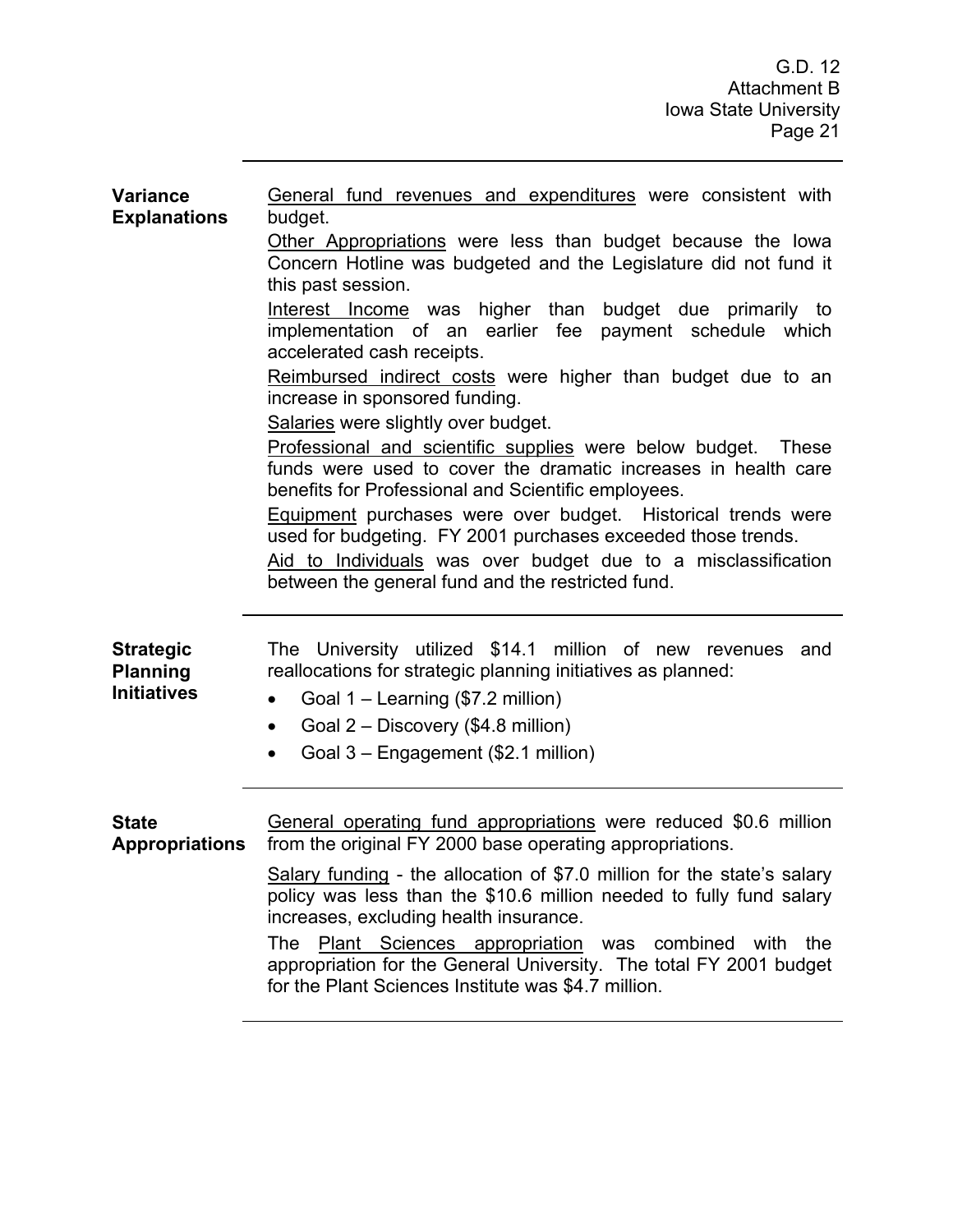## Variance Explanations

General fund revenues and expenditures were consistent with budget.

Other Appropriations were less than budget because the Iowa Concern Hotline was budgeted and the Legislature did not fund it this past session.

Interest Income was higher than budget due primarily to implementation of an earlier fee payment schedule which accelerated cash receipts.

Reimbursed indirect costs were higher than budget due to an increase in sponsored funding.

Salaries were slightly over budget.

Professional and scientific supplies were below budget. These funds were used to cover the dramatic increases in health care benefits for Professional and Scientific employees.

Equipment purchases were over budget. Historical trends were used for budgeting. FY 2001 purchases exceeded those trends.

Aid to Individuals was over budget due to a misclassification between the general fund and the restricted fund.

## Strategic Planning Initiatives

The University utilized $14.1 million of new revenues and reallocations for strategic planning initiatives as planned:

- Goal 1 – Learning ($7.2 million)
- Goal 2 – Discovery ($4.8 million)
- Goal 3 – Engagement ($2.1 million)

## State Appropriations

General operating fund appropriations were reduced $0.6 million from the original FY 2000 base operating appropriations.

Salary funding - the allocation of $7.0 million for the state's salary policy was less than the $10.6 million needed to fully fund salary increases, excluding health insurance.

The Plant Sciences appropriation was combined with the appropriation for the General University. The total FY 2001 budget for the Plant Sciences Institute was $4.7 million.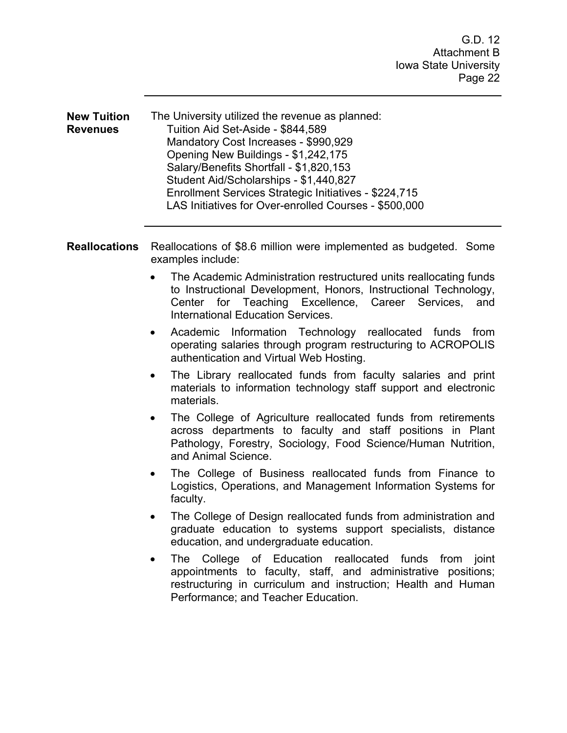**New Tuition Revenues**

The University utilized the revenue as planned:

- Tuition Aid Set-Aside - $844,589
- Mandatory Cost Increases - $990,929
- Opening New Buildings - $1,242,175
- Salary/Benefits Shortfall - $1,820,153
- Student Aid/Scholarships - $1,440,827
- Enrollment Services Strategic Initiatives - $224,715
- LAS Initiatives for Over-enrolled Courses - $500,000

---

**Reallocations**

Reallocations of $8.6 million were implemented as budgeted. Some examples include:

- The Academic Administration restructured units reallocating funds to Instructional Development, Honors, Instructional Technology, Center for Teaching Excellence, Career Services, and International Education Services.
- Academic Information Technology reallocated funds from operating salaries through program restructuring to ACROPOLIS authentication and Virtual Web Hosting.
- The Library reallocated funds from faculty salaries and print materials to information technology staff support and electronic materials.
- The College of Agriculture reallocated funds from retirements across departments to faculty and staff positions in Plant Pathology, Forestry, Sociology, Food Science/Human Nutrition, and Animal Science.
- The College of Business reallocated funds from Finance to Logistics, Operations, and Management Information Systems for faculty.
- The College of Design reallocated funds from administration and graduate education to systems support specialists, distance education, and undergraduate education.
- The College of Education reallocated funds from joint appointments to faculty, staff, and administrative positions; restructuring in curriculum and instruction; Health and Human Performance; and Teacher Education.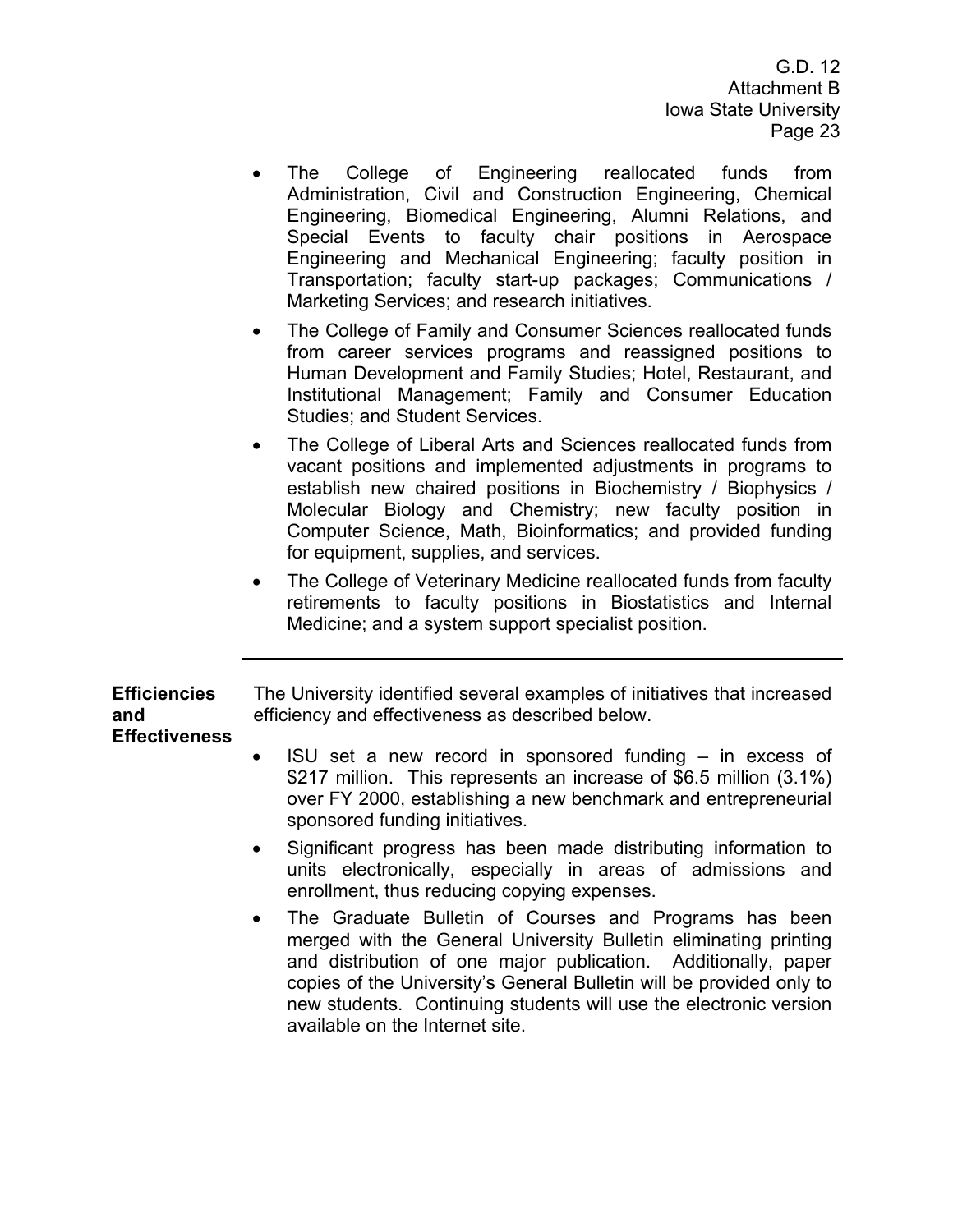- The College of Engineering reallocated funds from Administration, Civil and Construction Engineering, Chemical Engineering, Biomedical Engineering, Alumni Relations, and Special Events to faculty chair positions in Aerospace Engineering and Mechanical Engineering; faculty position in Transportation; faculty start-up packages; Communications / Marketing Services; and research initiatives.
- The College of Family and Consumer Sciences reallocated funds from career services programs and reassigned positions to Human Development and Family Studies; Hotel, Restaurant, and Institutional Management; Family and Consumer Education Studies; and Student Services.
- The College of Liberal Arts and Sciences reallocated funds from vacant positions and implemented adjustments in programs to establish new chaired positions in Biochemistry / Biophysics / Molecular Biology and Chemistry; new faculty position in Computer Science, Math, Bioinformatics; and provided funding for equipment, supplies, and services.
- The College of Veterinary Medicine reallocated funds from faculty retirements to faculty positions in Biostatistics and Internal Medicine; and a system support specialist position.

---

**Efficiencies and Effectiveness**

The University identified several examples of initiatives that increased efficiency and effectiveness as described below.

- ISU set a new record in sponsored funding – in excess of $217 million. This represents an increase of $6.5 million (3.1%) over FY 2000, establishing a new benchmark and entrepreneurial sponsored funding initiatives.
- Significant progress has been made distributing information to units electronically, especially in areas of admissions and enrollment, thus reducing copying expenses.
- The Graduate Bulletin of Courses and Programs has been merged with the General University Bulletin eliminating printing and distribution of one major publication. Additionally, paper copies of the University's General Bulletin will be provided only to new students. Continuing students will use the electronic version available on the Internet site.

---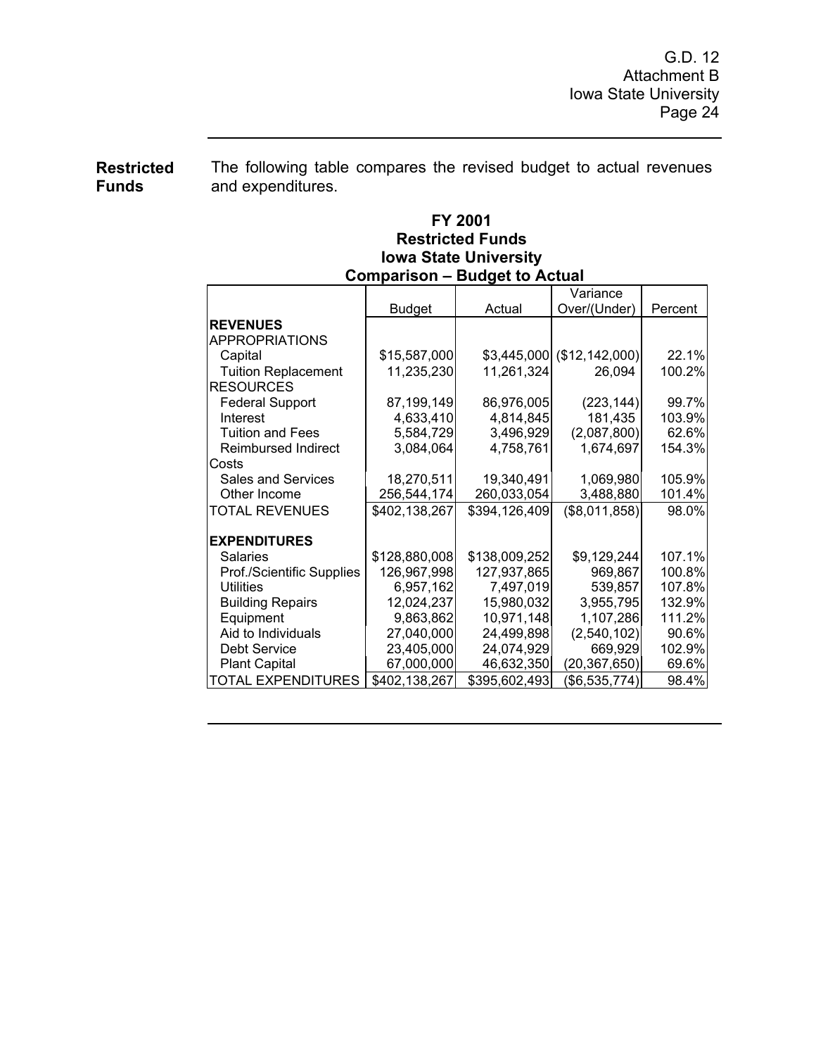**Restricted Funds**

The following table compares the revised budget to actual revenues and expenditures.

**FY 2001**
**Restricted Funds**
**Iowa State University**
**Comparison – Budget to Actual**

| | Budget | Actual | Variance Over/(Under) | Percent |
|---|---|---|---|---|
| **REVENUES** | | | | |
| APPROPRIATIONS | | | | |
| Capital | $15,587,000 | $3,445,000 | ($12,142,000) | 22.1% |
| Tuition Replacement | 11,235,230 | 11,261,324 | 26,094 | 100.2% |
| RESOURCES | | | | |
| Federal Support | 87,199,149 | 86,976,005 | (223,144) | 99.7% |
| Interest | 4,633,410 | 4,814,845 | 181,435 | 103.9% |
| Tuition and Fees | 5,584,729 | 3,496,929 | (2,087,800) | 62.6% |
| Reimbursed Indirect Costs | 3,084,064 | 4,758,761 | 1,674,697 | 154.3% |
| Sales and Services | 18,270,511 | 19,340,491 | 1,069,980 | 105.9% |
| Other Income | 256,544,174 | 260,033,054 | 3,488,880 | 101.4% |
| TOTAL REVENUES | $402,138,267 | $394,126,409 | ($8,011,858) | 98.0% |
| | | | | |
| **EXPENDITURES** | | | | |
| Salaries | $128,880,008 | $138,009,252 | $9,129,244 | 107.1% |
| Prof./Scientific Supplies | 126,967,998 | 127,937,865 | 969,867 | 100.8% |
| Utilities | 6,957,162 | 7,497,019 | 539,857 | 107.8% |
| Building Repairs | 12,024,237 | 15,980,032 | 3,955,795 | 132.9% |
| Equipment | 9,863,862 | 10,971,148 | 1,107,286 | 111.2% |
| Aid to Individuals | 27,040,000 | 24,499,898 | (2,540,102) | 90.6% |
| Debt Service | 23,405,000 | 24,074,929 | 669,929 | 102.9% |
| Plant Capital | 67,000,000 | 46,632,350 | (20,367,650) | 69.6% |
| TOTAL EXPENDITURES | $402,138,267 | $395,602,493 | ($6,535,774) | 98.4% |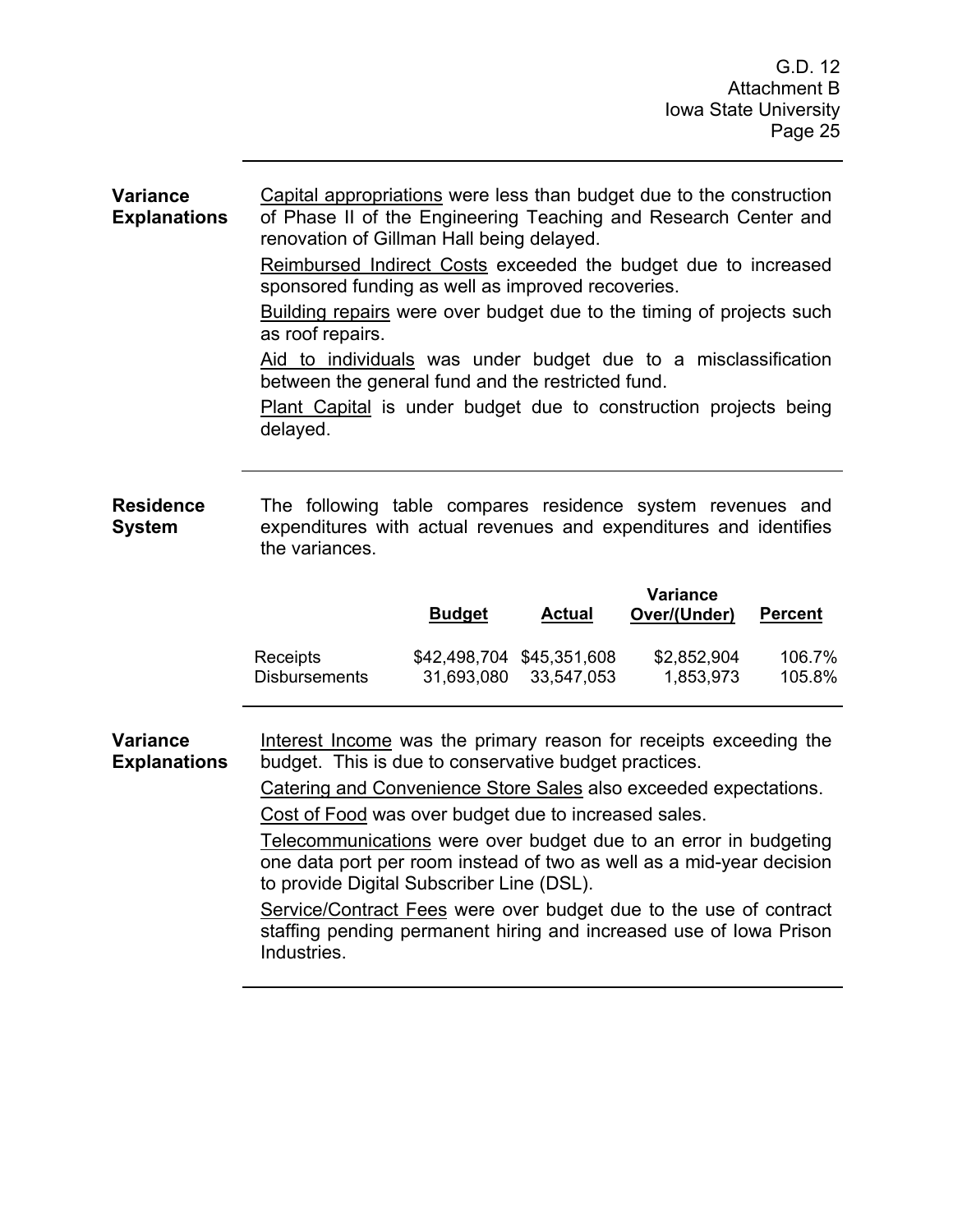**Variance Explanations**

Capital appropriations were less than budget due to the construction of Phase II of the Engineering Teaching and Research Center and renovation of Gillman Hall being delayed.

Reimbursed Indirect Costs exceeded the budget due to increased sponsored funding as well as improved recoveries.

Building repairs were over budget due to the timing of projects such as roof repairs.

Aid to individuals was under budget due to a misclassification between the general fund and the restricted fund.

Plant Capital is under budget due to construction projects being delayed.

**Residence System**

The following table compares residence system revenues and expenditures with actual revenues and expenditures and identifies the variances.

| | Budget | Actual | Variance Over/(Under) | Percent |
|---|---|---|---|---|
| Receipts | $42,498,704 | $45,351,608 | $2,852,904 | 106.7% |
| Disbursements | 31,693,080 | 33,547,053 | 1,853,973 | 105.8% |

**Variance Explanations**

Interest Income was the primary reason for receipts exceeding the budget. This is due to conservative budget practices.

Catering and Convenience Store Sales also exceeded expectations.

Cost of Food was over budget due to increased sales.

Telecommunications were over budget due to an error in budgeting one data port per room instead of two as well as a mid-year decision to provide Digital Subscriber Line (DSL).

Service/Contract Fees were over budget due to the use of contract staffing pending permanent hiring and increased use of Iowa Prison Industries.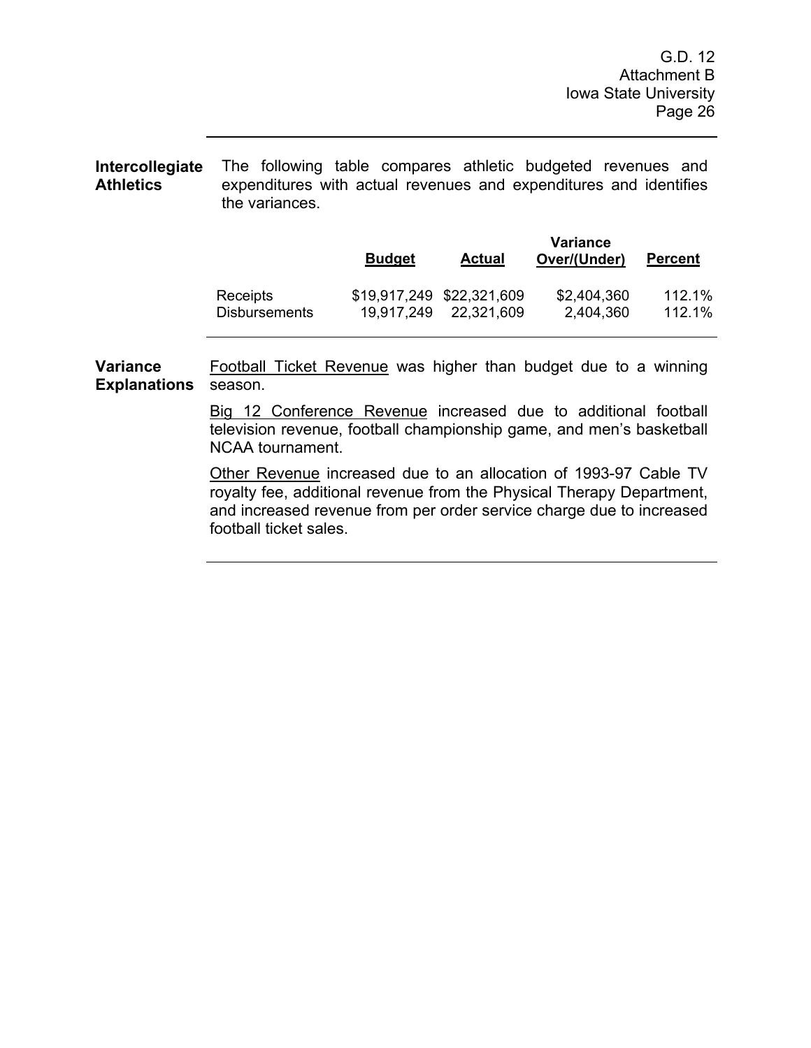**Intercollegiate Athletics**

The following table compares athletic budgeted revenues and expenditures with actual revenues and expenditures and identifies the variances.

| | Budget | Actual | Variance Over/(Under) | Percent |
|---|---|---|---|---|
| Receipts | $19,917,249 | $22,321,609 | $2,404,360 | 112.1% |
| Disbursements | 19,917,249 | 22,321,609 | 2,404,360 | 112.1% |

**Variance Explanations**

Football Ticket Revenue was higher than budget due to a winning season.

Big 12 Conference Revenue increased due to additional football television revenue, football championship game, and men's basketball NCAA tournament.

Other Revenue increased due to an allocation of 1993-97 Cable TV royalty fee, additional revenue from the Physical Therapy Department, and increased revenue from per order service charge due to increased football ticket sales.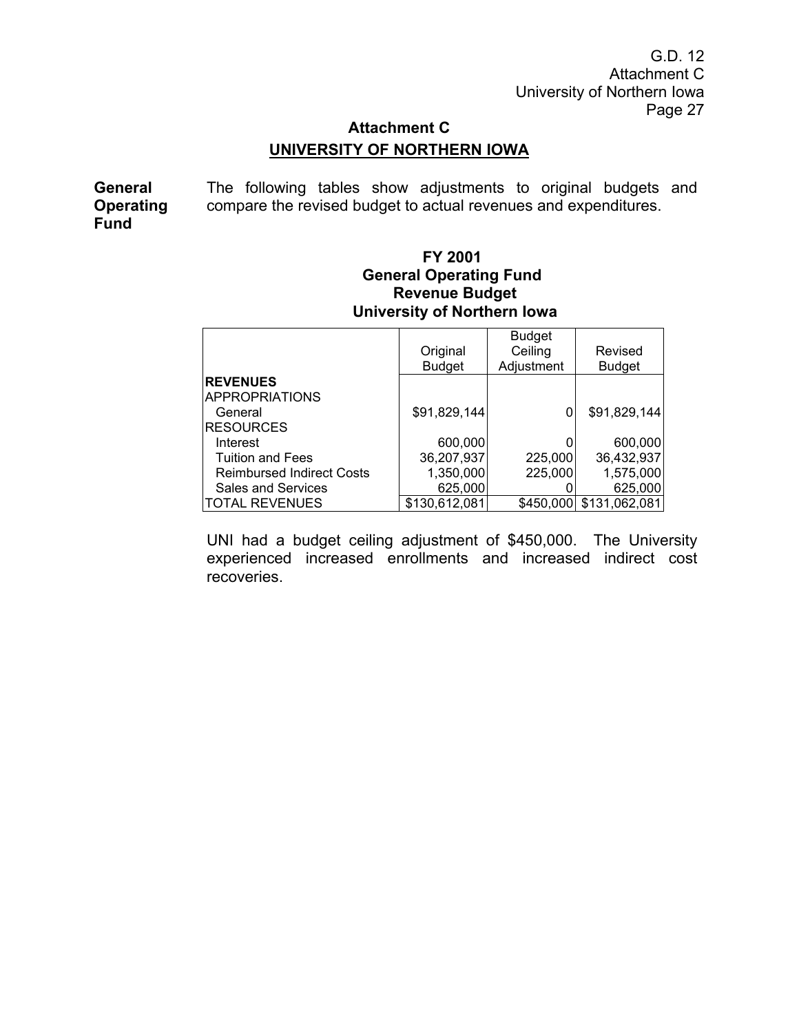## Attachment C

## UNIVERSITY OF NORTHERN IOWA

**General Operating Fund**

The following tables show adjustments to original budgets and compare the revised budget to actual revenues and expenditures.

### FY 2001
### General Operating Fund
### Revenue Budget
### University of Northern Iowa

| | Original Budget | Budget Ceiling Adjustment | Revised Budget |
|---|---|---|---|
| **REVENUES** | | | |
| APPROPRIATIONS | | | |
| General | $91,829,144 | 0 | $91,829,144 |
| RESOURCES | | | |
| Interest | 600,000 | 0 | 600,000 |
| Tuition and Fees | 36,207,937 | 225,000 | 36,432,937 |
| Reimbursed Indirect Costs | 1,350,000 | 225,000 | 1,575,000 |
| Sales and Services | 625,000 | 0 | 625,000 |
| TOTAL REVENUES | $130,612,081 | $450,000 | $131,062,081 |

UNI had a budget ceiling adjustment of $450,000. The University experienced increased enrollments and increased indirect cost recoveries.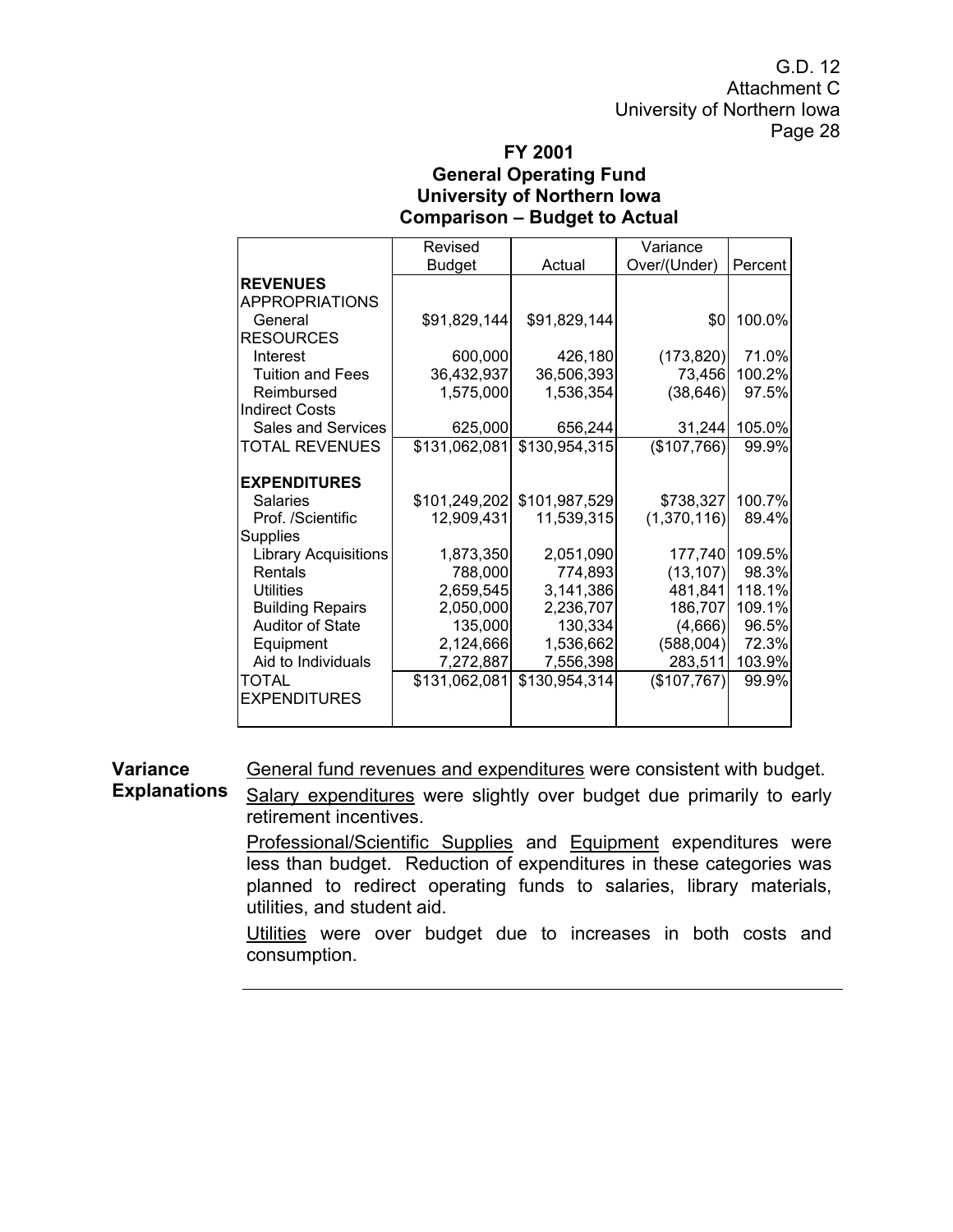G.D. 12
Attachment C
University of Northern Iowa

**FY 2001**
**General Operating Fund**
**University of Northern Iowa**
**Comparison – Budget to Actual**

| | Revised Budget | Actual | Variance Over/(Under) | Percent |
|---|---|---|---|---|
| **REVENUES** | | | | |
| APPROPRIATIONS | | | | |
| General | $91,829,144 | $91,829,144 | $0 | 100.0% |
| RESOURCES | | | | |
| Interest | 600,000 | 426,180 | (173,820) | 71.0% |
| Tuition and Fees | 36,432,937 | 36,506,393 | 73,456 | 100.2% |
| Reimbursed Indirect Costs | 1,575,000 | 1,536,354 | (38,646) | 97.5% |
| Sales and Services | 625,000 | 656,244 | 31,244 | 105.0% |
| TOTAL REVENUES | $131,062,081 | $130,954,315 | ($107,766) | 99.9% |
| **EXPENDITURES** | | | | |
| Salaries | $101,249,202 | $101,987,529 | $738,327 | 100.7% |
| Prof. /Scientific Supplies | 12,909,431 | 11,539,315 | (1,370,116) | 89.4% |
| Library Acquisitions | 1,873,350 | 2,051,090 | 177,740 | 109.5% |
| Rentals | 788,000 | 774,893 | (13,107) | 98.3% |
| Utilities | 2,659,545 | 3,141,386 | 481,841 | 118.1% |
| Building Repairs | 2,050,000 | 2,236,707 | 186,707 | 109.1% |
| Auditor of State | 135,000 | 130,334 | (4,666) | 96.5% |
| Equipment | 2,124,666 | 1,536,662 | (588,004) | 72.3% |
| Aid to Individuals | 7,272,887 | 7,556,398 | 283,511 | 103.9% |
| TOTAL EXPENDITURES | $131,062,081 | $130,954,314 | ($107,767) | 99.9% |

**Variance Explanations**

General fund revenues and expenditures were consistent with budget.

Salary expenditures were slightly over budget due primarily to early retirement incentives.

Professional/Scientific Supplies and Equipment expenditures were less than budget. Reduction of expenditures in these categories was planned to redirect operating funds to salaries, library materials, utilities, and student aid.

Utilities were over budget due to increases in both costs and consumption.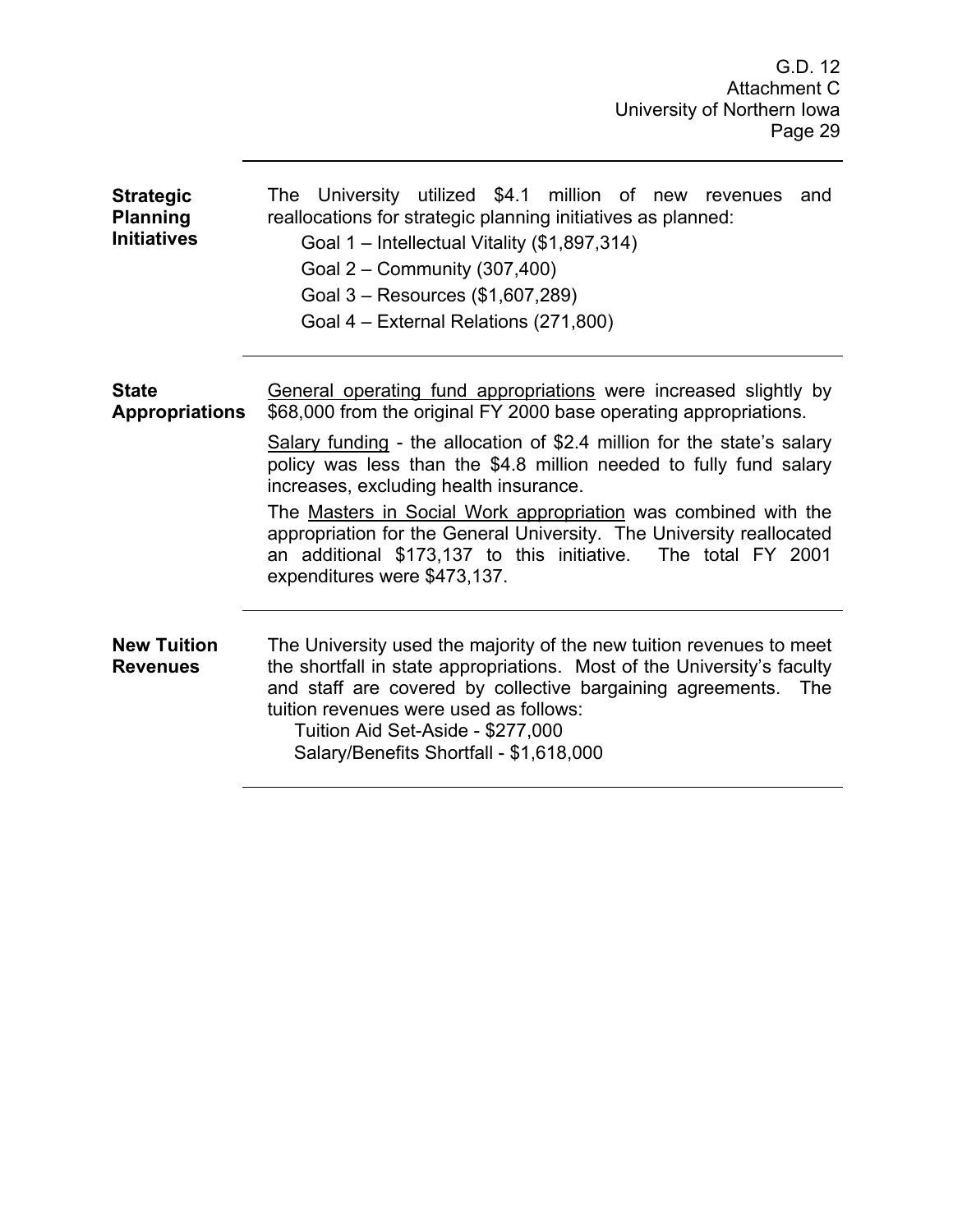**Strategic Planning Initiatives**

The University utilized $4.1 million of new revenues and reallocations for strategic planning initiatives as planned:

- Goal 1 – Intellectual Vitality ($1,897,314)
- Goal 2 – Community (307,400)
- Goal 3 – Resources ($1,607,289)
- Goal 4 – External Relations (271,800)

---

**State Appropriations**

General operating fund appropriations were increased slightly by $68,000 from the original FY 2000 base operating appropriations.

Salary funding - the allocation of $2.4 million for the state's salary policy was less than the $4.8 million needed to fully fund salary increases, excluding health insurance.

The Masters in Social Work appropriation was combined with the appropriation for the General University. The University reallocated an additional $173,137 to this initiative. The total FY 2001 expenditures were $473,137.

---

**New Tuition Revenues**

The University used the majority of the new tuition revenues to meet the shortfall in state appropriations. Most of the University's faculty and staff are covered by collective bargaining agreements. The tuition revenues were used as follows:

- Tuition Aid Set-Aside - $277,000
- Salary/Benefits Shortfall - $1,618,000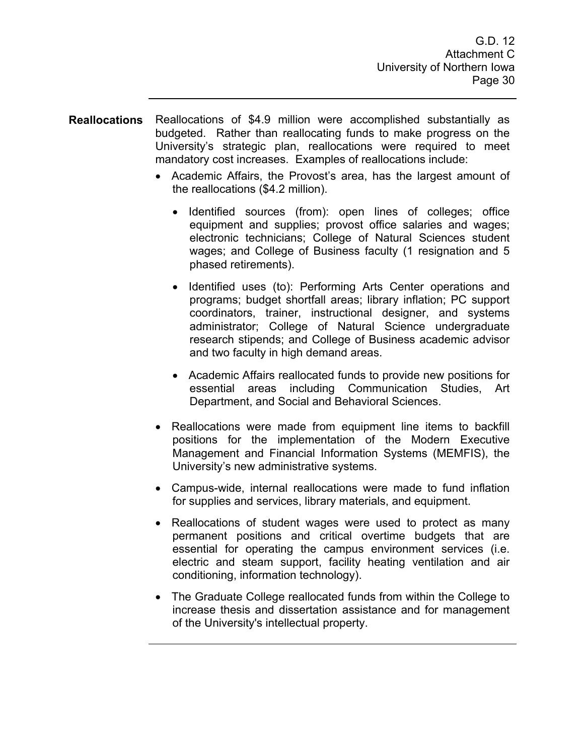**Reallocations** Reallocations of $4.9 million were accomplished substantially as budgeted. Rather than reallocating funds to make progress on the University's strategic plan, reallocations were required to meet mandatory cost increases. Examples of reallocations include:

- Academic Affairs, the Provost's area, has the largest amount of the reallocations ($4.2 million).
  - Identified sources (from): open lines of colleges; office equipment and supplies; provost office salaries and wages; electronic technicians; College of Natural Sciences student wages; and College of Business faculty (1 resignation and 5 phased retirements).
  - Identified uses (to): Performing Arts Center operations and programs; budget shortfall areas; library inflation; PC support coordinators, trainer, instructional designer, and systems administrator; College of Natural Science undergraduate research stipends; and College of Business academic advisor and two faculty in high demand areas.
  - Academic Affairs reallocated funds to provide new positions for essential areas including Communication Studies, Art Department, and Social and Behavioral Sciences.
- Reallocations were made from equipment line items to backfill positions for the implementation of the Modern Executive Management and Financial Information Systems (MEMFIS), the University's new administrative systems.
- Campus-wide, internal reallocations were made to fund inflation for supplies and services, library materials, and equipment.
- Reallocations of student wages were used to protect as many permanent positions and critical overtime budgets that are essential for operating the campus environment services (i.e. electric and steam support, facility heating ventilation and air conditioning, information technology).
- The Graduate College reallocated funds from within the College to increase thesis and dissertation assistance and for management of the University's intellectual property.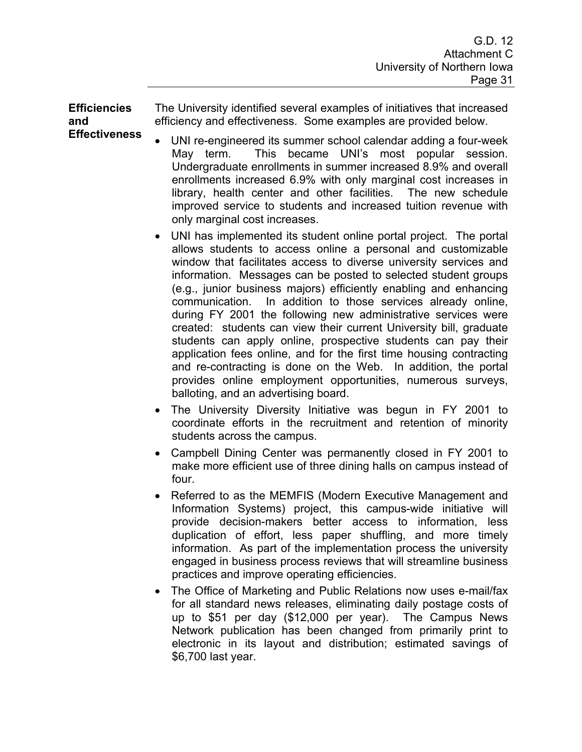**Efficiencies and Effectiveness**

The University identified several examples of initiatives that increased efficiency and effectiveness. Some examples are provided below.

- UNI re-engineered its summer school calendar adding a four-week May term. This became UNI's most popular session. Undergraduate enrollments in summer increased 8.9% and overall enrollments increased 6.9% with only marginal cost increases in library, health center and other facilities. The new schedule improved service to students and increased tuition revenue with only marginal cost increases.
- UNI has implemented its student online portal project. The portal allows students to access online a personal and customizable window that facilitates access to diverse university services and information. Messages can be posted to selected student groups (e.g., junior business majors) efficiently enabling and enhancing communication. In addition to those services already online, during FY 2001 the following new administrative services were created: students can view their current University bill, graduate students can apply online, prospective students can pay their application fees online, and for the first time housing contracting and re-contracting is done on the Web. In addition, the portal provides online employment opportunities, numerous surveys, balloting, and an advertising board.
- The University Diversity Initiative was begun in FY 2001 to coordinate efforts in the recruitment and retention of minority students across the campus.
- Campbell Dining Center was permanently closed in FY 2001 to make more efficient use of three dining halls on campus instead of four.
- Referred to as the MEMFIS (Modern Executive Management and Information Systems) project, this campus-wide initiative will provide decision-makers better access to information, less duplication of effort, less paper shuffling, and more timely information. As part of the implementation process the university engaged in business process reviews that will streamline business practices and improve operating efficiencies.
- The Office of Marketing and Public Relations now uses e-mail/fax for all standard news releases, eliminating daily postage costs of up to $51 per day ($12,000 per year). The Campus News Network publication has been changed from primarily print to electronic in its layout and distribution; estimated savings of $6,700 last year.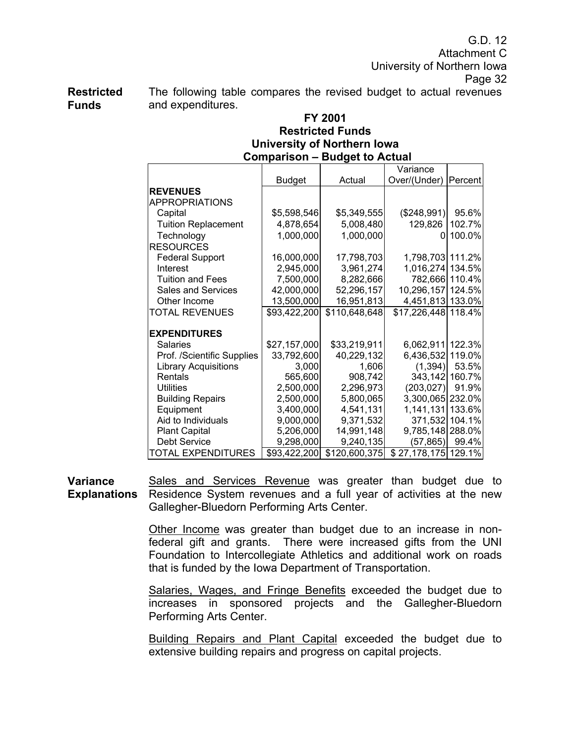**Restricted Funds**

The following table compares the revised budget to actual revenues and expenditures.

**FY 2001**
**Restricted Funds**
**University of Northern Iowa**
**Comparison – Budget to Actual**

| | Budget | Actual | Variance Over/(Under) | Percent |
|---|---|---|---|---|
| **REVENUES** | | | | |
| APPROPRIATIONS | | | | |
| Capital | $5,598,546 | $5,349,555 | ($248,991) | 95.6% |
| Tuition Replacement | 4,878,654 | 5,008,480 | 129,826 | 102.7% |
| Technology | 1,000,000 | 1,000,000 | 0 | 100.0% |
| RESOURCES | | | | |
| Federal Support | 16,000,000 | 17,798,703 | 1,798,703 | 111.2% |
| Interest | 2,945,000 | 3,961,274 | 1,016,274 | 134.5% |
| Tuition and Fees | 7,500,000 | 8,282,666 | 782,666 | 110.4% |
| Sales and Services | 42,000,000 | 52,296,157 | 10,296,157 | 124.5% |
| Other Income | 13,500,000 | 16,951,813 | 4,451,813 | 133.0% |
| TOTAL REVENUES | $93,422,200 | $110,648,648 | $17,226,448 | 118.4% |
| **EXPENDITURES** | | | | |
| Salaries | $27,157,000 | $33,219,911 | 6,062,911 | 122.3% |
| Prof. /Scientific Supplies | 33,792,600 | 40,229,132 | 6,436,532 | 119.0% |
| Library Acquisitions | 3,000 | 1,606 | (1,394) | 53.5% |
| Rentals | 565,600 | 908,742 | 343,142 | 160.7% |
| Utilities | 2,500,000 | 2,296,973 | (203,027) | 91.9% |
| Building Repairs | 2,500,000 | 5,800,065 | 3,300,065 | 232.0% |
| Equipment | 3,400,000 | 4,541,131 | 1,141,131 | 133.6% |
| Aid to Individuals | 9,000,000 | 9,371,532 | 371,532 | 104.1% |
| Plant Capital | 5,206,000 | 14,991,148 | 9,785,148 | 288.0% |
| Debt Service | 9,298,000 | 9,240,135 | (57,865) | 99.4% |
| TOTAL EXPENDITURES | $93,422,200 | $120,600,375 | $ 27,178,175 | 129.1% |

**Variance Explanations**

Sales and Services Revenue was greater than budget due to Residence System revenues and a full year of activities at the new Gallegher-Bluedorn Performing Arts Center.

Other Income was greater than budget due to an increase in non-federal gift and grants. There were increased gifts from the UNI Foundation to Intercollegiate Athletics and additional work on roads that is funded by the Iowa Department of Transportation.

Salaries, Wages, and Fringe Benefits exceeded the budget due to increases in sponsored projects and the Gallegher-Bluedorn Performing Arts Center.

Building Repairs and Plant Capital exceeded the budget due to extensive building repairs and progress on capital projects.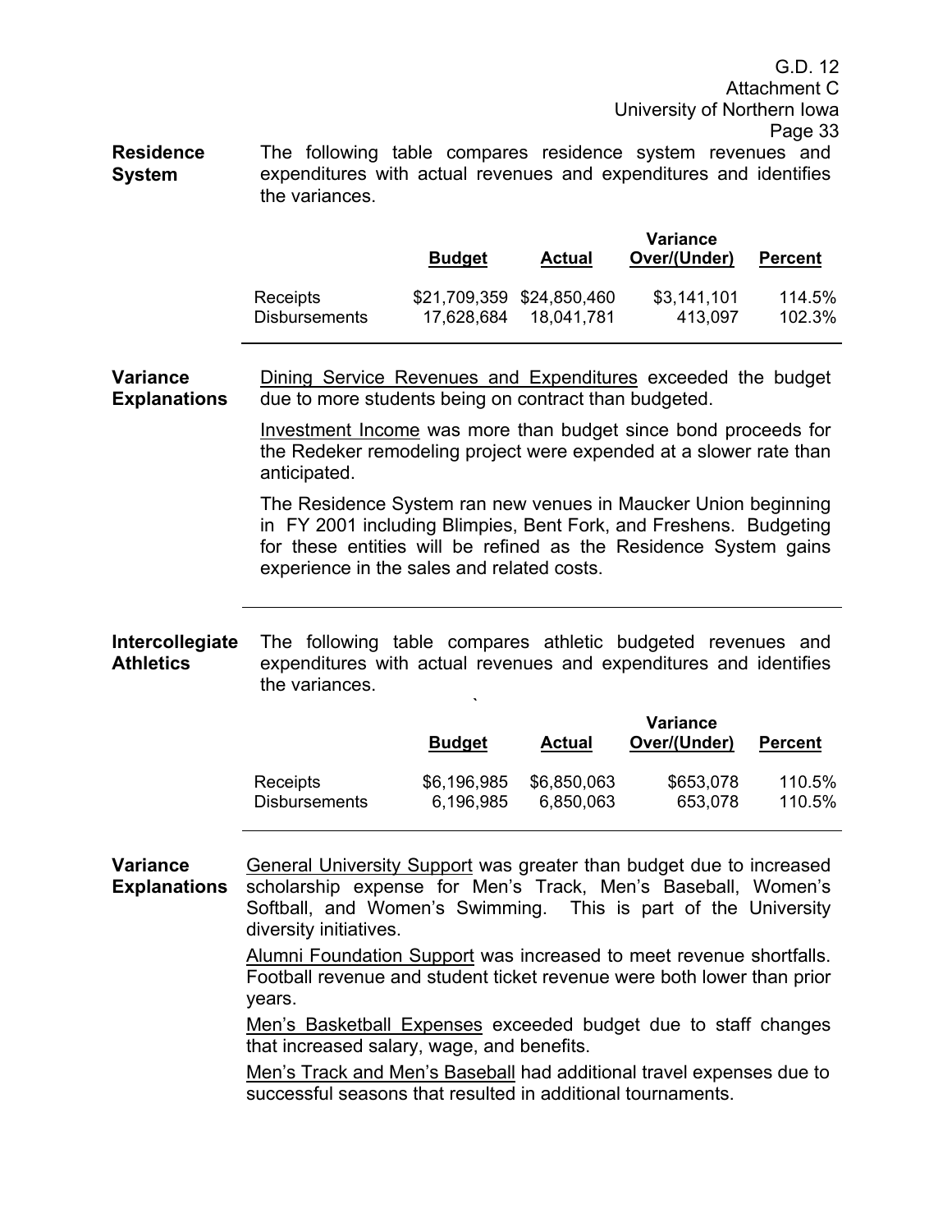**Residence System**

The following table compares residence system revenues and expenditures with actual revenues and expenditures and identifies the variances.

| | Budget | Actual | Variance Over/(Under) | Percent |
|---|---|---|---|---|
| Receipts | $21,709,359 | $24,850,460 | $3,141,101 | 114.5% |
| Disbursements | 17,628,684 | 18,041,781 | 413,097 | 102.3% |

**Variance Explanations**

Dining Service Revenues and Expenditures exceeded the budget due to more students being on contract than budgeted.

Investment Income was more than budget since bond proceeds for the Redeker remodeling project were expended at a slower rate than anticipated.

The Residence System ran new venues in Maucker Union beginning in FY 2001 including Blimpies, Bent Fork, and Freshens. Budgeting for these entities will be refined as the Residence System gains experience in the sales and related costs.

---

**Intercollegiate Athletics**

The following table compares athletic budgeted revenues and expenditures with actual revenues and expenditures and identifies the variances.

| | Budget | Actual | Variance Over/(Under) | Percent |
|---|---|---|---|---|
| Receipts | $6,196,985 | $6,850,063 | $653,078 | 110.5% |
| Disbursements | 6,196,985 | 6,850,063 | 653,078 | 110.5% |

**Variance Explanations**

General University Support was greater than budget due to increased scholarship expense for Men's Track, Men's Baseball, Women's Softball, and Women's Swimming. This is part of the University diversity initiatives.

Alumni Foundation Support was increased to meet revenue shortfalls. Football revenue and student ticket revenue were both lower than prior years.

Men's Basketball Expenses exceeded budget due to staff changes that increased salary, wage, and benefits.

Men's Track and Men's Baseball had additional travel expenses due to successful seasons that resulted in additional tournaments.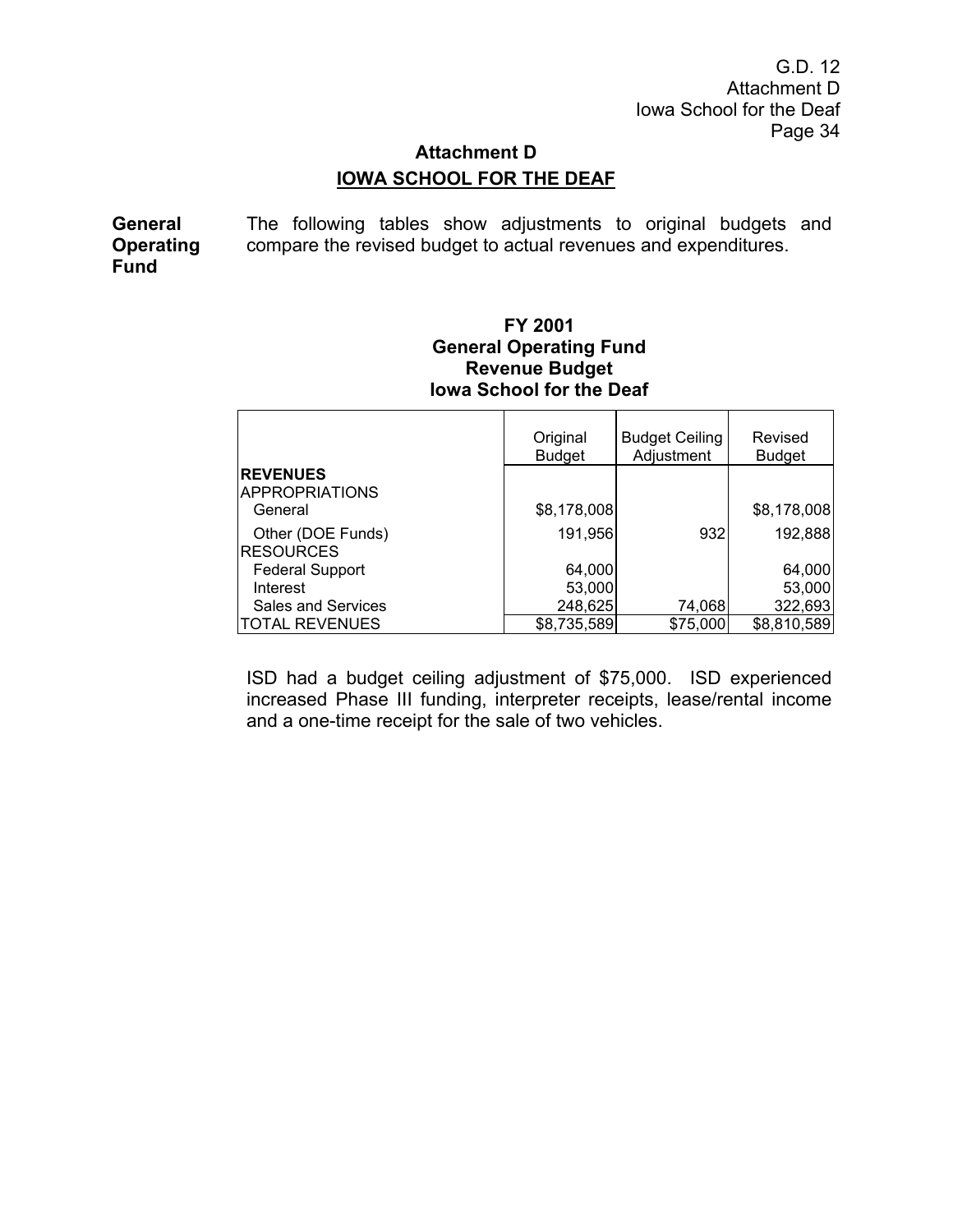## Attachment D

## IOWA SCHOOL FOR THE DEAF

**General Operating Fund**

The following tables show adjustments to original budgets and compare the revised budget to actual revenues and expenditures.

**FY 2001**
**General Operating Fund**
**Revenue Budget**
**Iowa School for the Deaf**

| | Original Budget | Budget Ceiling Adjustment | Revised Budget |
|---|---|---|---|
| **REVENUES** | | | |
| APPROPRIATIONS | | | |
| General | $8,178,008 | | $8,178,008 |
| Other (DOE Funds) | 191,956 | 932 | 192,888 |
| RESOURCES | | | |
| Federal Support | 64,000 | | 64,000 |
| Interest | 53,000 | | 53,000 |
| Sales and Services | 248,625 | 74,068 | 322,693 |
| TOTAL REVENUES | $8,735,589 | $75,000 | $8,810,589 |

ISD had a budget ceiling adjustment of $75,000. ISD experienced increased Phase III funding, interpreter receipts, lease/rental income and a one-time receipt for the sale of two vehicles.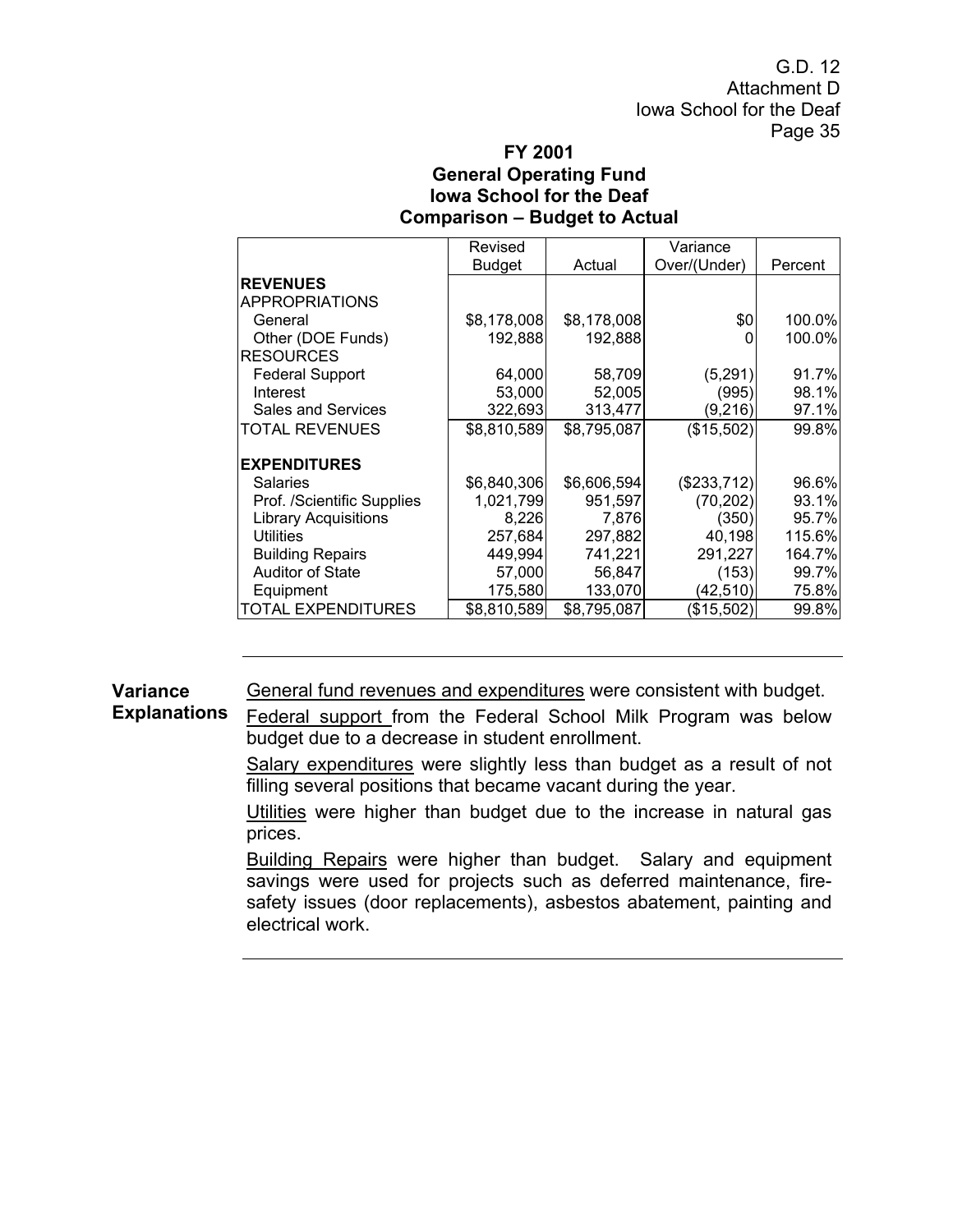## FY 2001
## General Operating Fund
## Iowa School for the Deaf
## Comparison – Budget to Actual

| | Revised Budget | Actual | Variance Over/(Under) | Percent |
|---|---|---|---|---|
| **REVENUES** | | | | |
| APPROPRIATIONS | | | | |
| General | $8,178,008 | $8,178,008 | $0 | 100.0% |
| Other (DOE Funds) | 192,888 | 192,888 | 0 | 100.0% |
| RESOURCES | | | | |
| Federal Support | 64,000 | 58,709 | (5,291) | 91.7% |
| Interest | 53,000 | 52,005 | (995) | 98.1% |
| Sales and Services | 322,693 | 313,477 | (9,216) | 97.1% |
| TOTAL REVENUES | $8,810,589 | $8,795,087 | ($15,502) | 99.8% |
| **EXPENDITURES** | | | | |
| Salaries | $6,840,306 | $6,606,594 | ($233,712) | 96.6% |
| Prof. /Scientific Supplies | 1,021,799 | 951,597 | (70,202) | 93.1% |
| Library Acquisitions | 8,226 | 7,876 | (350) | 95.7% |
| Utilities | 257,684 | 297,882 | 40,198 | 115.6% |
| Building Repairs | 449,994 | 741,221 | 291,227 | 164.7% |
| Auditor of State | 57,000 | 56,847 | (153) | 99.7% |
| Equipment | 175,580 | 133,070 | (42,510) | 75.8% |
| TOTAL EXPENDITURES | $8,810,589 | $8,795,087 | ($15,502) | 99.8% |

**Variance Explanations**

General fund revenues and expenditures were consistent with budget.

Federal support from the Federal School Milk Program was below budget due to a decrease in student enrollment.

Salary expenditures were slightly less than budget as a result of not filling several positions that became vacant during the year.

Utilities were higher than budget due to the increase in natural gas prices.

Building Repairs were higher than budget. Salary and equipment savings were used for projects such as deferred maintenance, fire-safety issues (door replacements), asbestos abatement, painting and electrical work.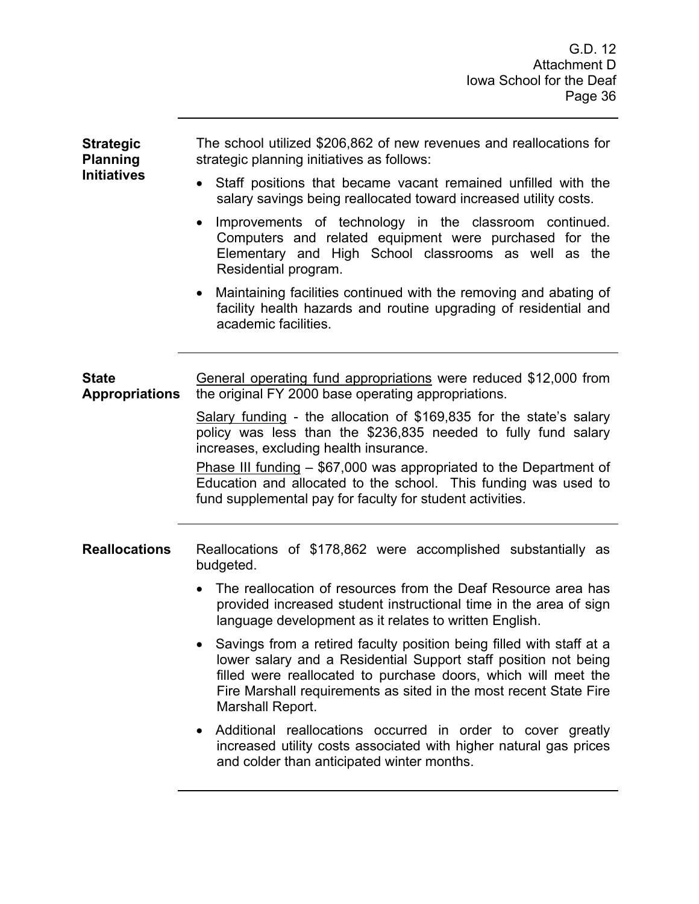**Strategic Planning Initiatives**

The school utilized $206,862 of new revenues and reallocations for strategic planning initiatives as follows:

- Staff positions that became vacant remained unfilled with the salary savings being reallocated toward increased utility costs.
- Improvements of technology in the classroom continued. Computers and related equipment were purchased for the Elementary and High School classrooms as well as the Residential program.
- Maintaining facilities continued with the removing and abating of facility health hazards and routine upgrading of residential and academic facilities.

---

**State Appropriations**

General operating fund appropriations were reduced $12,000 from the original FY 2000 base operating appropriations.

Salary funding - the allocation of $169,835 for the state's salary policy was less than the $236,835 needed to fully fund salary increases, excluding health insurance.

Phase III funding – $67,000 was appropriated to the Department of Education and allocated to the school. This funding was used to fund supplemental pay for faculty for student activities.

---

**Reallocations**

Reallocations of $178,862 were accomplished substantially as budgeted.

- The reallocation of resources from the Deaf Resource area has provided increased student instructional time in the area of sign language development as it relates to written English.
- Savings from a retired faculty position being filled with staff at a lower salary and a Residential Support staff position not being filled were reallocated to purchase doors, which will meet the Fire Marshall requirements as sited in the most recent State Fire Marshall Report.
- Additional reallocations occurred in order to cover greatly increased utility costs associated with higher natural gas prices and colder than anticipated winter months.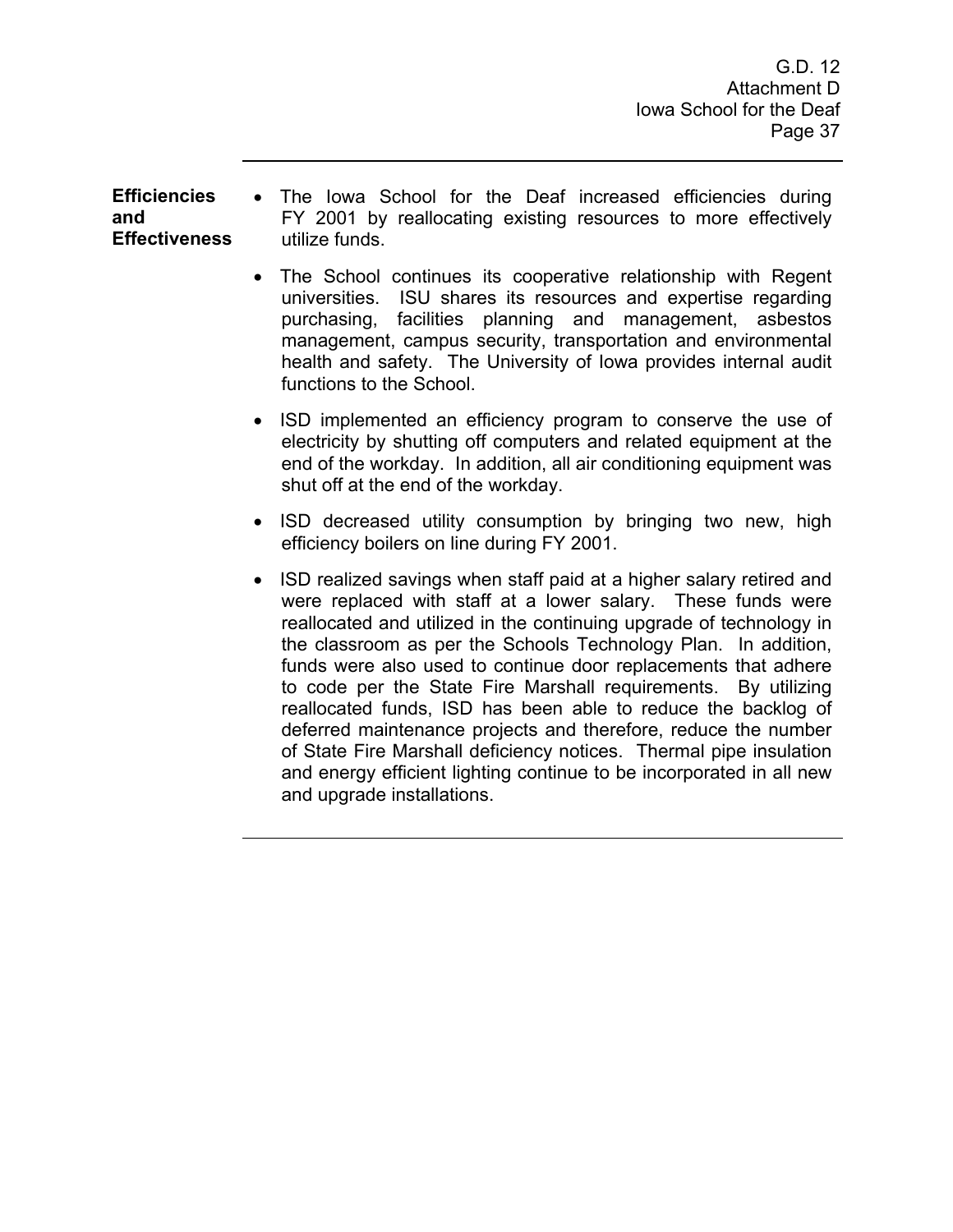**Efficiencies and Effectiveness**

- The Iowa School for the Deaf increased efficiencies during FY 2001 by reallocating existing resources to more effectively utilize funds.
- The School continues its cooperative relationship with Regent universities. ISU shares its resources and expertise regarding purchasing, facilities planning and management, asbestos management, campus security, transportation and environmental health and safety. The University of Iowa provides internal audit functions to the School.
- ISD implemented an efficiency program to conserve the use of electricity by shutting off computers and related equipment at the end of the workday. In addition, all air conditioning equipment was shut off at the end of the workday.
- ISD decreased utility consumption by bringing two new, high efficiency boilers on line during FY 2001.
- ISD realized savings when staff paid at a higher salary retired and were replaced with staff at a lower salary. These funds were reallocated and utilized in the continuing upgrade of technology in the classroom as per the Schools Technology Plan. In addition, funds were also used to continue door replacements that adhere to code per the State Fire Marshall requirements. By utilizing reallocated funds, ISD has been able to reduce the backlog of deferred maintenance projects and therefore, reduce the number of State Fire Marshall deficiency notices. Thermal pipe insulation and energy efficient lighting continue to be incorporated in all new and upgrade installations.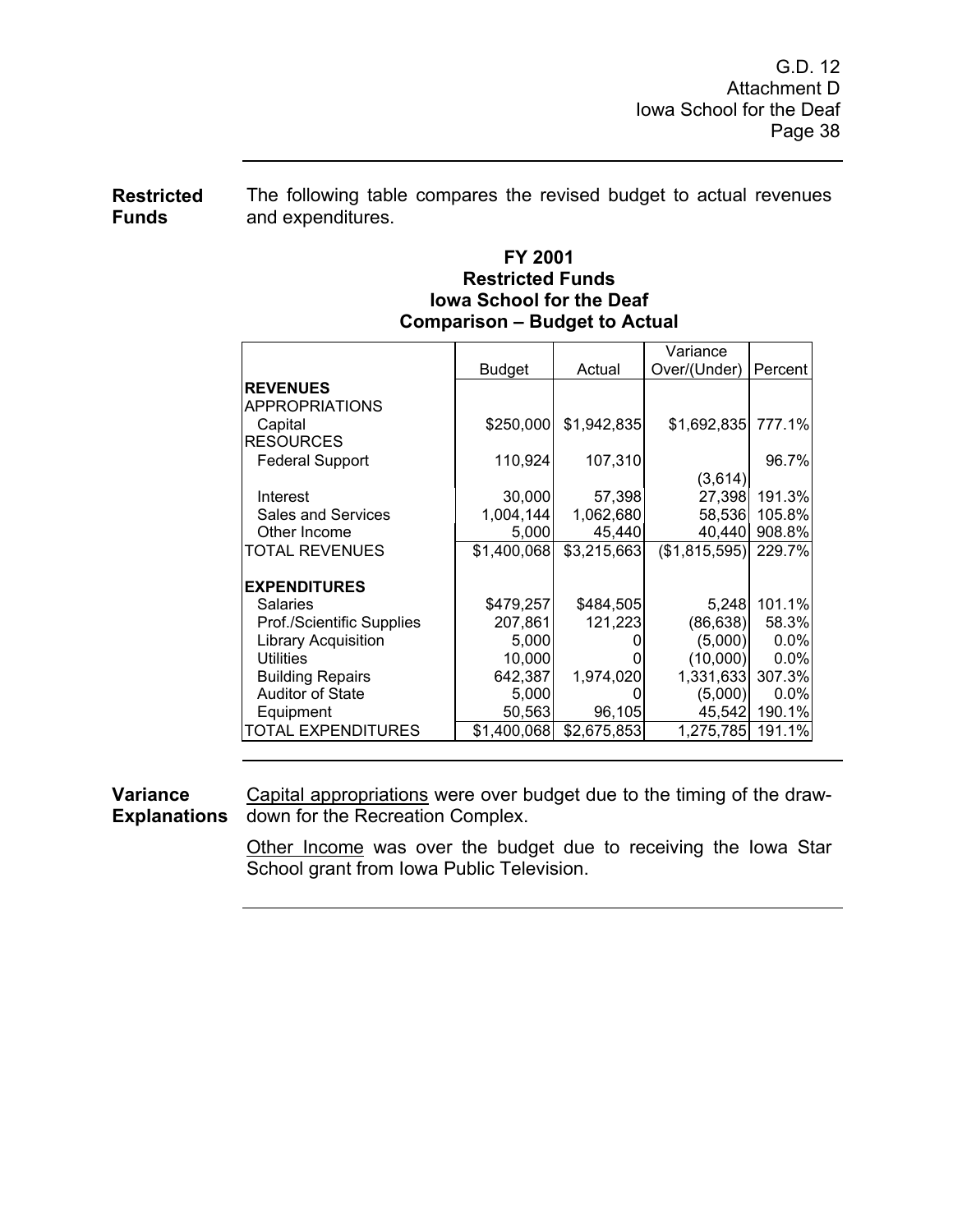**Restricted Funds**

The following table compares the revised budget to actual revenues and expenditures.

**FY 2001**
**Restricted Funds**
**Iowa School for the Deaf**
**Comparison – Budget to Actual**

| | Budget | Actual | Variance Over/(Under) | Percent |
|---|---|---|---|---|
| **REVENUES** | | | | |
| APPROPRIATIONS | | | | |
| Capital | $250,000 | $1,942,835 | $1,692,835 | 777.1% |
| RESOURCES | | | | |
| Federal Support | 110,924 | 107,310 | (3,614) | 96.7% |
| Interest | 30,000 | 57,398 | 27,398 | 191.3% |
| Sales and Services | 1,004,144 | 1,062,680 | 58,536 | 105.8% |
| Other Income | 5,000 | 45,440 | 40,440 | 908.8% |
| TOTAL REVENUES | $1,400,068 | $3,215,663 | ($1,815,595) | 229.7% |
| **EXPENDITURES** | | | | |
| Salaries | $479,257 | $484,505 | 5,248 | 101.1% |
| Prof./Scientific Supplies | 207,861 | 121,223 | (86,638) | 58.3% |
| Library Acquisition | 5,000 | 0 | (5,000) | 0.0% |
| Utilities | 10,000 | 0 | (10,000) | 0.0% |
| Building Repairs | 642,387 | 1,974,020 | 1,331,633 | 307.3% |
| Auditor of State | 5,000 | 0 | (5,000) | 0.0% |
| Equipment | 50,563 | 96,105 | 45,542 | 190.1% |
| TOTAL EXPENDITURES | $1,400,068 | $2,675,853 | 1,275,785 | 191.1% |

**Variance Explanations**

Capital appropriations were over budget due to the timing of the draw-down for the Recreation Complex.

Other Income was over the budget due to receiving the Iowa Star School grant from Iowa Public Television.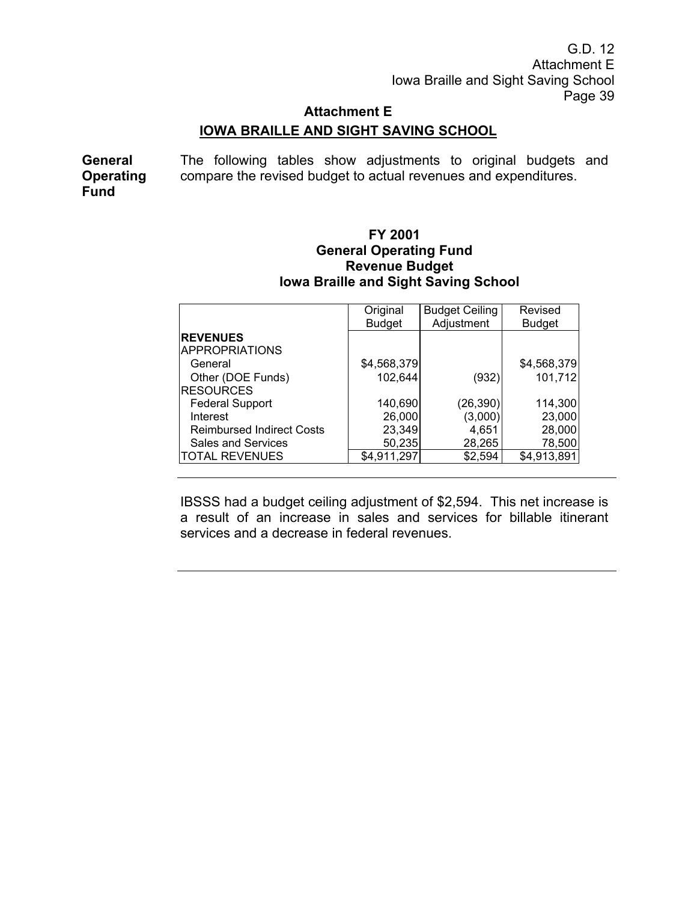# Attachment E

## IOWA BRAILLE AND SIGHT SAVING SCHOOL

**General Operating Fund**

The following tables show adjustments to original budgets and compare the revised budget to actual revenues and expenditures.

### FY 2001
### General Operating Fund
### Revenue Budget
### Iowa Braille and Sight Saving School

| | Original Budget | Budget Ceiling Adjustment | Revised Budget |
|---|---|---|---|
| **REVENUES** | | | |
| APPROPRIATIONS | | | |
| General | $4,568,379 | | $4,568,379 |
| Other (DOE Funds) | 102,644 | (932) | 101,712 |
| RESOURCES | | | |
| Federal Support | 140,690 | (26,390) | 114,300 |
| Interest | 26,000 | (3,000) | 23,000 |
| Reimbursed Indirect Costs | 23,349 | 4,651 | 28,000 |
| Sales and Services | 50,235 | 28,265 | 78,500 |
| TOTAL REVENUES | $4,911,297 | $2,594 | $4,913,891 |

---

IBSSS had a budget ceiling adjustment of $2,594. This net increase is a result of an increase in sales and services for billable itinerant services and a decrease in federal revenues.

---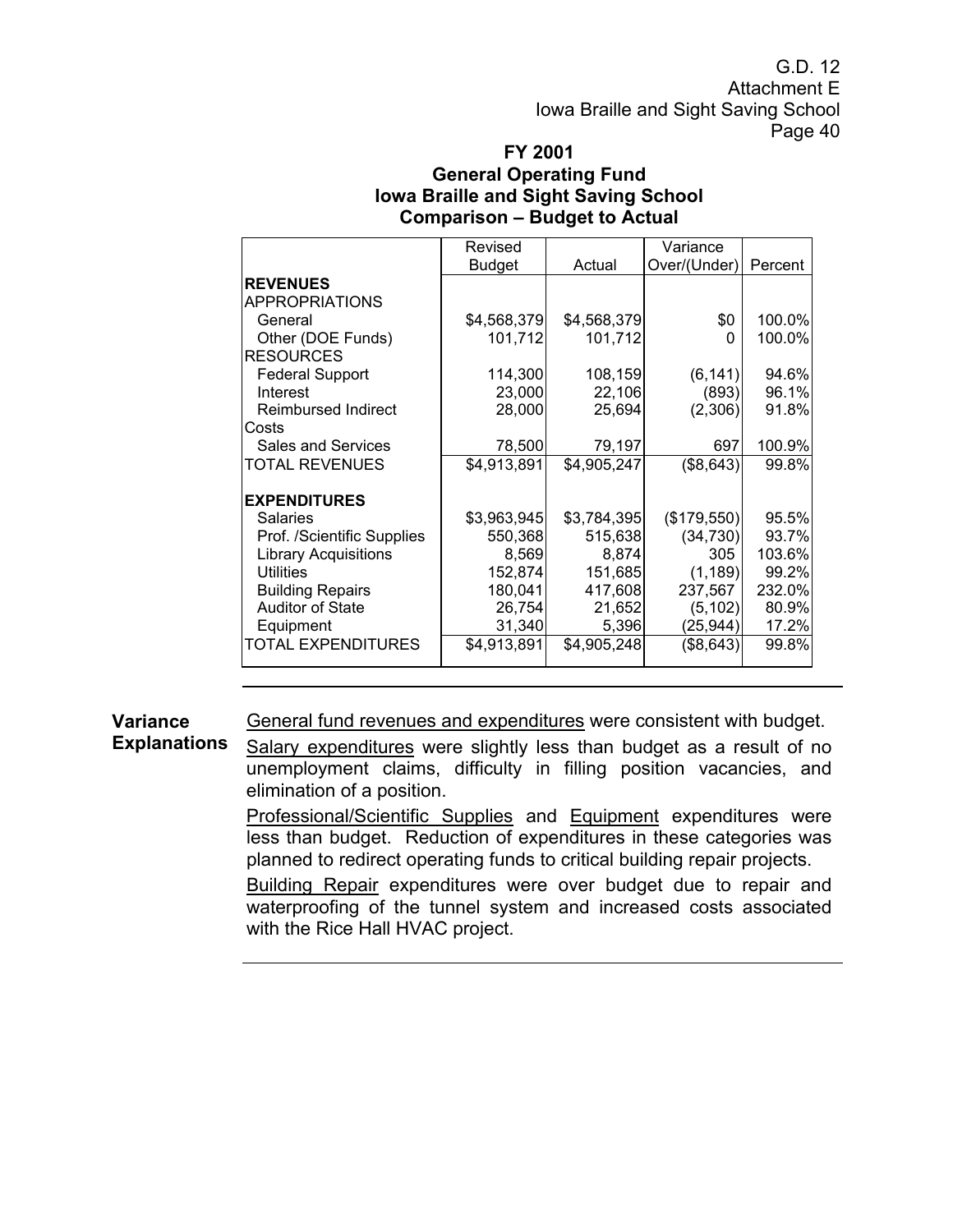# FY 2001
## General Operating Fund
## Iowa Braille and Sight Saving School
## Comparison – Budget to Actual

| | Revised Budget | Actual | Variance Over/(Under) | Percent |
|---|---|---|---|---|
| **REVENUES** | | | | |
| APPROPRIATIONS | | | | |
| General | $4,568,379 | $4,568,379 | $0 | 100.0% |
| Other (DOE Funds) | 101,712 | 101,712 | 0 | 100.0% |
| RESOURCES | | | | |
| Federal Support | 114,300 | 108,159 | (6,141) | 94.6% |
| Interest | 23,000 | 22,106 | (893) | 96.1% |
| Reimbursed Indirect Costs | 28,000 | 25,694 | (2,306) | 91.8% |
| Sales and Services | 78,500 | 79,197 | 697 | 100.9% |
| TOTAL REVENUES | $4,913,891 | $4,905,247 | ($8,643) | 99.8% |
| **EXPENDITURES** | | | | |
| Salaries | $3,963,945 | $3,784,395 | ($179,550) | 95.5% |
| Prof. /Scientific Supplies | 550,368 | 515,638 | (34,730) | 93.7% |
| Library Acquisitions | 8,569 | 8,874 | 305 | 103.6% |
| Utilities | 152,874 | 151,685 | (1,189) | 99.2% |
| Building Repairs | 180,041 | 417,608 | 237,567 | 232.0% |
| Auditor of State | 26,754 | 21,652 | (5,102) | 80.9% |
| Equipment | 31,340 | 5,396 | (25,944) | 17.2% |
| TOTAL EXPENDITURES | $4,913,891 | $4,905,248 | ($8,643) | 99.8% |

**Variance Explanations**

General fund revenues and expenditures were consistent with budget.

Salary expenditures were slightly less than budget as a result of no unemployment claims, difficulty in filling position vacancies, and elimination of a position.

Professional/Scientific Supplies and Equipment expenditures were less than budget. Reduction of expenditures in these categories was planned to redirect operating funds to critical building repair projects.

Building Repair expenditures were over budget due to repair and waterproofing of the tunnel system and increased costs associated with the Rice Hall HVAC project.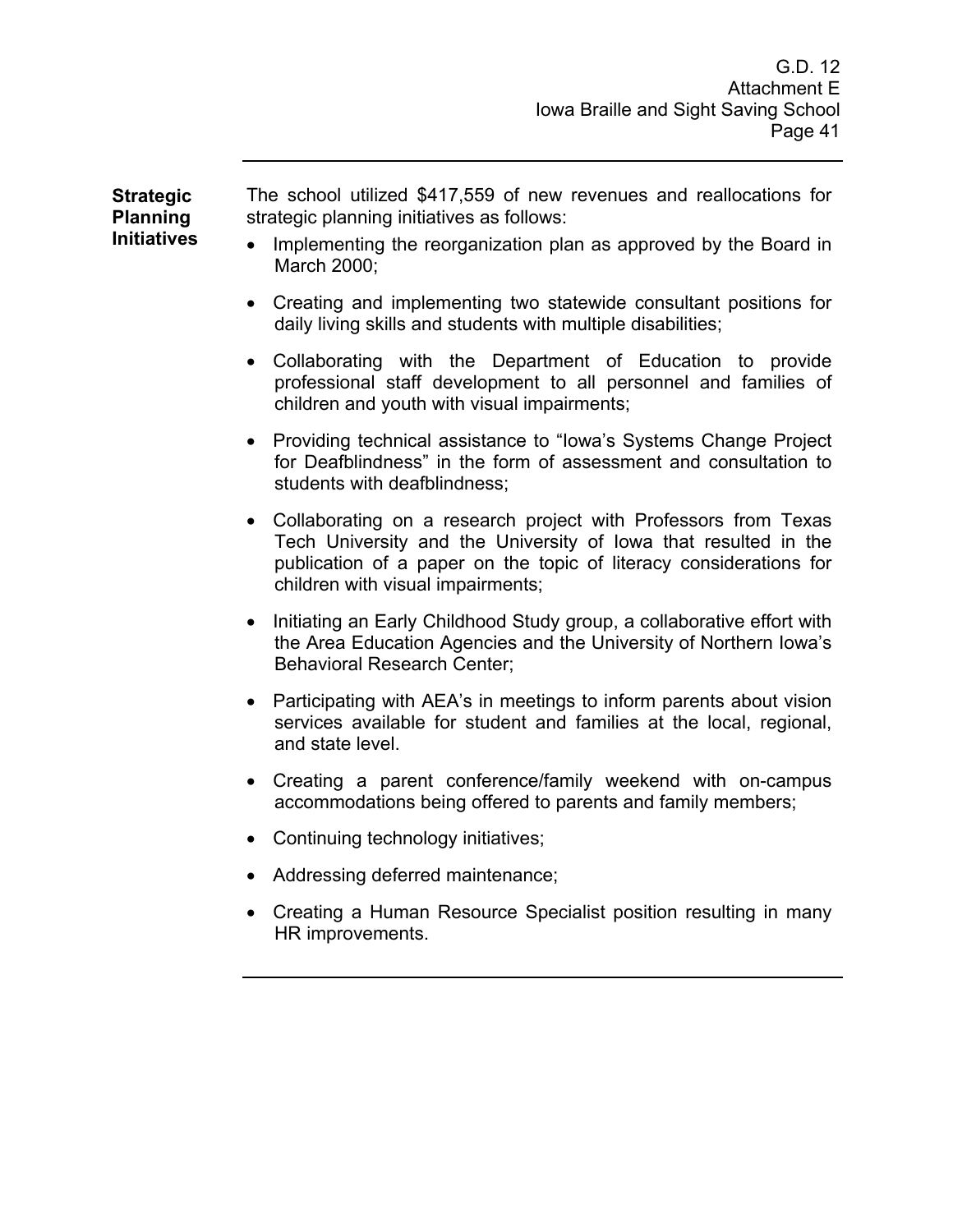**Strategic Planning Initiatives**

The school utilized $417,559 of new revenues and reallocations for strategic planning initiatives as follows:

- Implementing the reorganization plan as approved by the Board in March 2000;
- Creating and implementing two statewide consultant positions for daily living skills and students with multiple disabilities;
- Collaborating with the Department of Education to provide professional staff development to all personnel and families of children and youth with visual impairments;
- Providing technical assistance to "Iowa's Systems Change Project for Deafblindness" in the form of assessment and consultation to students with deafblindness;
- Collaborating on a research project with Professors from Texas Tech University and the University of Iowa that resulted in the publication of a paper on the topic of literacy considerations for children with visual impairments;
- Initiating an Early Childhood Study group, a collaborative effort with the Area Education Agencies and the University of Northern Iowa's Behavioral Research Center;
- Participating with AEA's in meetings to inform parents about vision services available for student and families at the local, regional, and state level.
- Creating a parent conference/family weekend with on-campus accommodations being offered to parents and family members;
- Continuing technology initiatives;
- Addressing deferred maintenance;
- Creating a Human Resource Specialist position resulting in many HR improvements.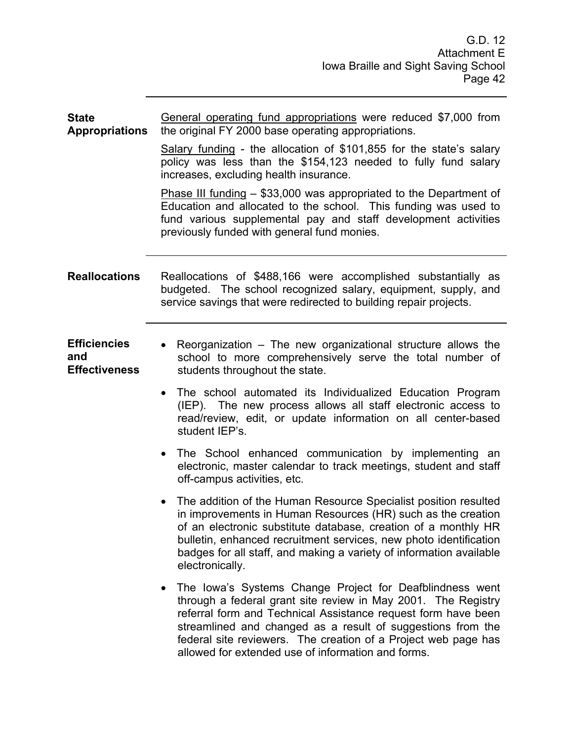**State Appropriations**

General operating fund appropriations were reduced $7,000 from the original FY 2000 base operating appropriations.

Salary funding - the allocation of $101,855 for the state's salary policy was less than the $154,123 needed to fully fund salary increases, excluding health insurance.

Phase III funding – $33,000 was appropriated to the Department of Education and allocated to the school. This funding was used to fund various supplemental pay and staff development activities previously funded with general fund monies.

**Reallocations**

Reallocations of $488,166 were accomplished substantially as budgeted. The school recognized salary, equipment, supply, and service savings that were redirected to building repair projects.

**Efficiencies and Effectiveness**

- Reorganization – The new organizational structure allows the school to more comprehensively serve the total number of students throughout the state.
- The school automated its Individualized Education Program (IEP). The new process allows all staff electronic access to read/review, edit, or update information on all center-based student IEP's.
- The School enhanced communication by implementing an electronic, master calendar to track meetings, student and staff off-campus activities, etc.
- The addition of the Human Resource Specialist position resulted in improvements in Human Resources (HR) such as the creation of an electronic substitute database, creation of a monthly HR bulletin, enhanced recruitment services, new photo identification badges for all staff, and making a variety of information available electronically.
- The Iowa's Systems Change Project for Deafblindness went through a federal grant site review in May 2001. The Registry referral form and Technical Assistance request form have been streamlined and changed as a result of suggestions from the federal site reviewers. The creation of a Project web page has allowed for extended use of information and forms.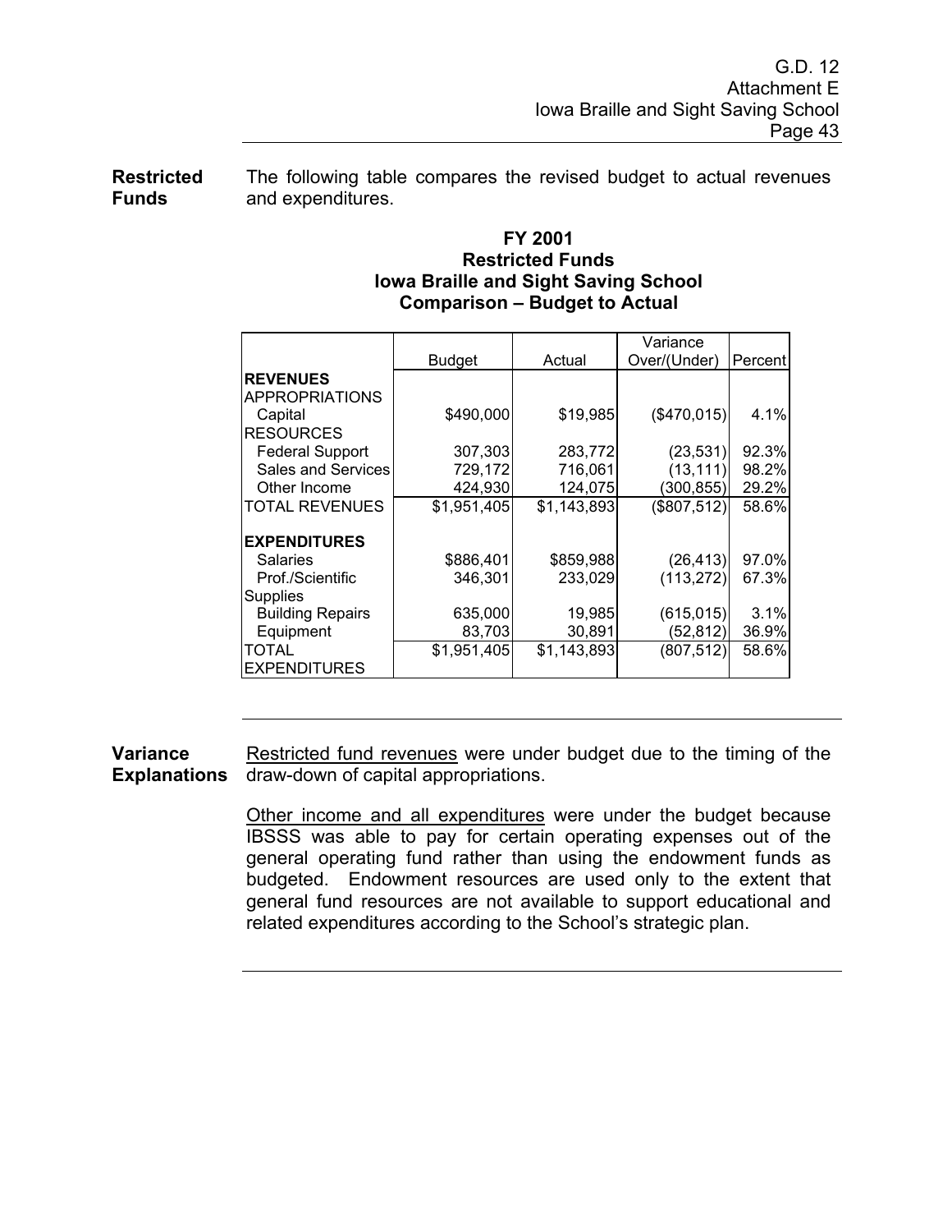**Restricted Funds** The following table compares the revised budget to actual revenues and expenditures.

**FY 2001**
**Restricted Funds**
**Iowa Braille and Sight Saving School**
**Comparison – Budget to Actual**

| | Budget | Actual | Variance Over/(Under) | Percent |
|---|---|---|---|---|
| **REVENUES** | | | | |
| APPROPRIATIONS | | | | |
| Capital | $490,000 | $19,985 | ($470,015) | 4.1% |
| RESOURCES | | | | |
| Federal Support | 307,303 | 283,772 | (23,531) | 92.3% |
| Sales and Services | 729,172 | 716,061 | (13,111) | 98.2% |
| Other Income | 424,930 | 124,075 | (300,855) | 29.2% |
| TOTAL REVENUES | $1,951,405 | $1,143,893 | ($807,512) | 58.6% |
| **EXPENDITURES** | | | | |
| Salaries | $886,401 | $859,988 | (26,413) | 97.0% |
| Prof./Scientific Supplies | 346,301 | 233,029 | (113,272) | 67.3% |
| Building Repairs | 635,000 | 19,985 | (615,015) | 3.1% |
| Equipment | 83,703 | 30,891 | (52,812) | 36.9% |
| TOTAL EXPENDITURES | $1,951,405 | $1,143,893 | (807,512) | 58.6% |

**Variance Explanations** Restricted fund revenues were under budget due to the timing of the draw-down of capital appropriations.

Other income and all expenditures were under the budget because IBSSS was able to pay for certain operating expenses out of the general operating fund rather than using the endowment funds as budgeted. Endowment resources are used only to the extent that general fund resources are not available to support educational and related expenditures according to the School's strategic plan.